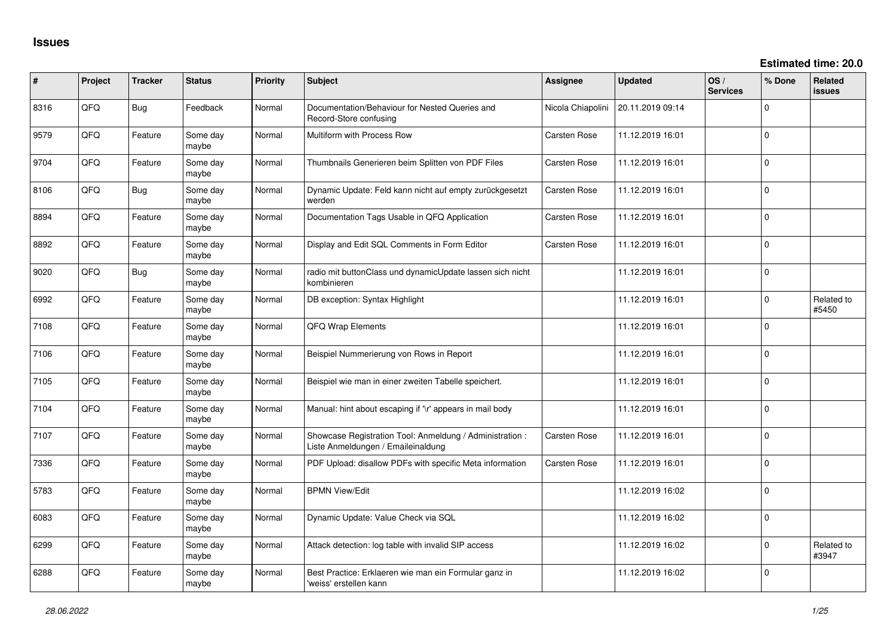# Issues

**Estimated time: 20.0**

| # | Project | Tracker | Status | Priority | Subject | Assignee | Updated | OS / Services | % Done | Related issues |
|---|---|---|---|---|---|---|---|---|---|---|
| 8316 | QFQ | Bug | Feedback | Normal | Documentation/Behaviour for Nested Queries and Record-Store confusing | Nicola Chiapolini | 20.11.2019 09:14 | | 0 | |
| 9579 | QFQ | Feature | Some day maybe | Normal | Multiform with Process Row | Carsten Rose | 11.12.2019 16:01 | | 0 | |
| 9704 | QFQ | Feature | Some day maybe | Normal | Thumbnails Generieren beim Splitten von PDF Files | Carsten Rose | 11.12.2019 16:01 | | 0 | |
| 8106 | QFQ | Bug | Some day maybe | Normal | Dynamic Update: Feld kann nicht auf empty zurückgesetzt werden | Carsten Rose | 11.12.2019 16:01 | | 0 | |
| 8894 | QFQ | Feature | Some day maybe | Normal | Documentation Tags Usable in QFQ Application | Carsten Rose | 11.12.2019 16:01 | | 0 | |
| 8892 | QFQ | Feature | Some day maybe | Normal | Display and Edit SQL Comments in Form Editor | Carsten Rose | 11.12.2019 16:01 | | 0 | |
| 9020 | QFQ | Bug | Some day maybe | Normal | radio mit buttonClass und dynamicUpdate lassen sich nicht kombinieren | | 11.12.2019 16:01 | | 0 | |
| 6992 | QFQ | Feature | Some day maybe | Normal | DB exception: Syntax Highlight | | 11.12.2019 16:01 | | 0 | Related to #5450 |
| 7108 | QFQ | Feature | Some day maybe | Normal | QFQ Wrap Elements | | 11.12.2019 16:01 | | 0 | |
| 7106 | QFQ | Feature | Some day maybe | Normal | Beispiel Nummerierung von Rows in Report | | 11.12.2019 16:01 | | 0 | |
| 7105 | QFQ | Feature | Some day maybe | Normal | Beispiel wie man in einer zweiten Tabelle speichert. | | 11.12.2019 16:01 | | 0 | |
| 7104 | QFQ | Feature | Some day maybe | Normal | Manual: hint about escaping if '\r' appears in mail body | | 11.12.2019 16:01 | | 0 | |
| 7107 | QFQ | Feature | Some day maybe | Normal | Showcase Registration Tool: Anmeldung / Administration : Liste Anmeldungen / Emaileinaldung | Carsten Rose | 11.12.2019 16:01 | | 0 | |
| 7336 | QFQ | Feature | Some day maybe | Normal | PDF Upload: disallow PDFs with specific Meta information | Carsten Rose | 11.12.2019 16:01 | | 0 | |
| 5783 | QFQ | Feature | Some day maybe | Normal | BPMN View/Edit | | 11.12.2019 16:02 | | 0 | |
| 6083 | QFQ | Feature | Some day maybe | Normal | Dynamic Update: Value Check via SQL | | 11.12.2019 16:02 | | 0 | |
| 6299 | QFQ | Feature | Some day maybe | Normal | Attack detection: log table with invalid SIP access | | 11.12.2019 16:02 | | 0 | Related to #3947 |
| 6288 | QFQ | Feature | Some day maybe | Normal | Best Practice: Erklaeren wie man ein Formular ganz in 'weiss' erstellen kann | | 11.12.2019 16:02 | | 0 | |

*28.06.2022*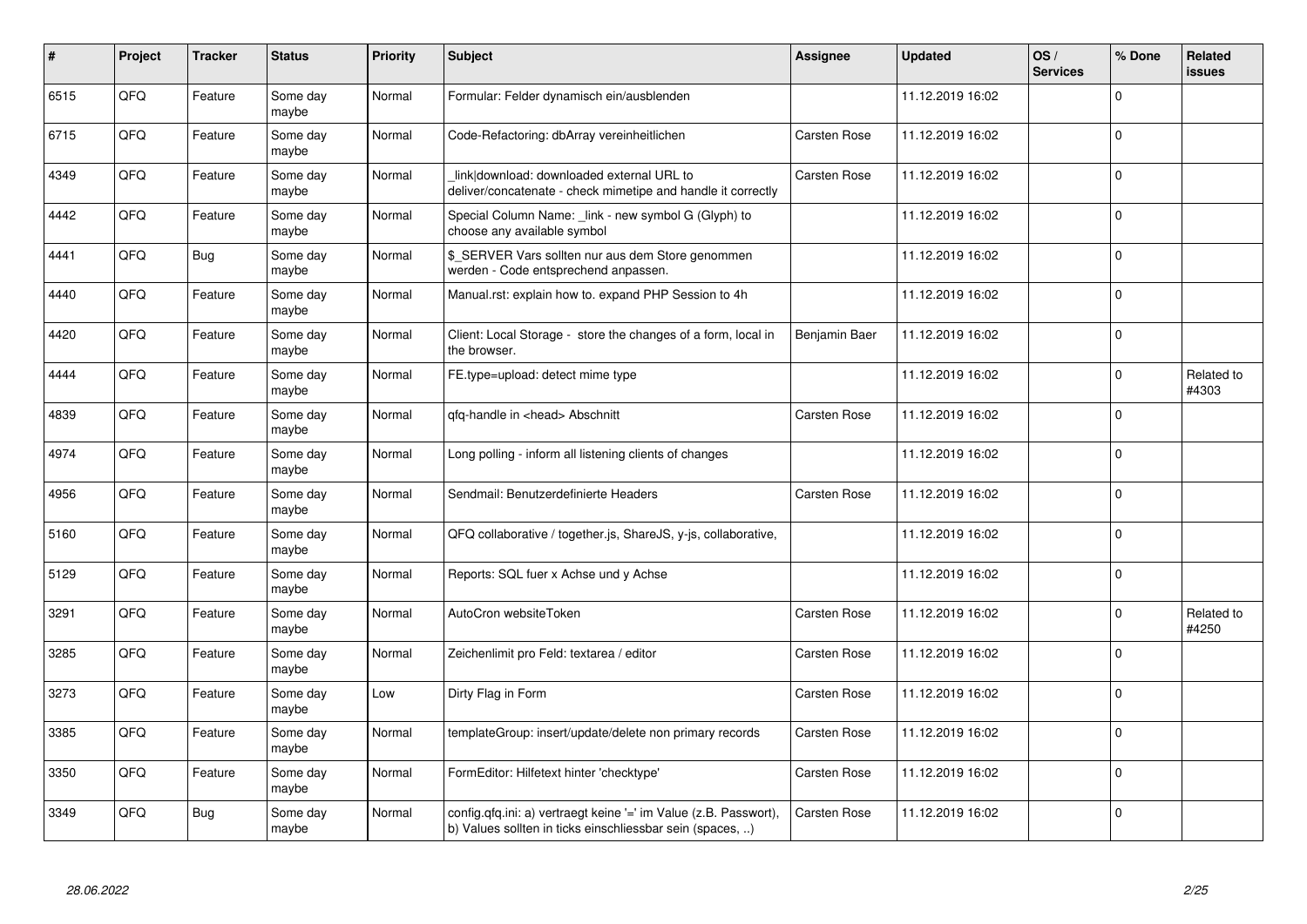| # | Project | Tracker | Status | Priority | Subject | Assignee | Updated | OS / Services | % Done | Related issues |
|---|---|---|---|---|---|---|---|---|---|---|
| 6515 | QFQ | Feature | Some day maybe | Normal | Formular: Felder dynamisch ein/ausblenden | | 11.12.2019 16:02 | | 0 | |
| 6715 | QFQ | Feature | Some day maybe | Normal | Code-Refactoring: dbArray vereinheitlichen | Carsten Rose | 11.12.2019 16:02 | | 0 | |
| 4349 | QFQ | Feature | Some day maybe | Normal | _link\|download: downloaded external URL to deliver/concatenate - check mimetipe and handle it correctly | Carsten Rose | 11.12.2019 16:02 | | 0 | |
| 4442 | QFQ | Feature | Some day maybe | Normal | Special Column Name: _link - new symbol G (Glyph) to choose any available symbol | | 11.12.2019 16:02 | | 0 | |
| 4441 | QFQ | Bug | Some day maybe | Normal | $_SERVER Vars sollten nur aus dem Store genommen werden - Code entsprechend anpassen. | | 11.12.2019 16:02 | | 0 | |
| 4440 | QFQ | Feature | Some day maybe | Normal | Manual.rst: explain how to. expand PHP Session to 4h | | 11.12.2019 16:02 | | 0 | |
| 4420 | QFQ | Feature | Some day maybe | Normal | Client: Local Storage - store the changes of a form, local in the browser. | Benjamin Baer | 11.12.2019 16:02 | | 0 | |
| 4444 | QFQ | Feature | Some day maybe | Normal | FE.type=upload: detect mime type | | 11.12.2019 16:02 | | 0 | Related to #4303 |
| 4839 | QFQ | Feature | Some day maybe | Normal | qfq-handle in <head> Abschnitt | Carsten Rose | 11.12.2019 16:02 | | 0 | |
| 4974 | QFQ | Feature | Some day maybe | Normal | Long polling - inform all listening clients of changes | | 11.12.2019 16:02 | | 0 | |
| 4956 | QFQ | Feature | Some day maybe | Normal | Sendmail: Benutzerdefinierte Headers | Carsten Rose | 11.12.2019 16:02 | | 0 | |
| 5160 | QFQ | Feature | Some day maybe | Normal | QFQ collaborative / together.js, ShareJS, y-js, collaborative, | | 11.12.2019 16:02 | | 0 | |
| 5129 | QFQ | Feature | Some day maybe | Normal | Reports: SQL fuer x Achse und y Achse | | 11.12.2019 16:02 | | 0 | |
| 3291 | QFQ | Feature | Some day maybe | Normal | AutoCron websiteToken | Carsten Rose | 11.12.2019 16:02 | | 0 | Related to #4250 |
| 3285 | QFQ | Feature | Some day maybe | Normal | Zeichenlimit pro Feld: textarea / editor | Carsten Rose | 11.12.2019 16:02 | | 0 | |
| 3273 | QFQ | Feature | Some day maybe | Low | Dirty Flag in Form | Carsten Rose | 11.12.2019 16:02 | | 0 | |
| 3385 | QFQ | Feature | Some day maybe | Normal | templateGroup: insert/update/delete non primary records | Carsten Rose | 11.12.2019 16:02 | | 0 | |
| 3350 | QFQ | Feature | Some day maybe | Normal | FormEditor: Hilfetext hinter 'checktype' | Carsten Rose | 11.12.2019 16:02 | | 0 | |
| 3349 | QFQ | Bug | Some day maybe | Normal | config.qfq.ini: a) vertraegt keine '=' im Value (z.B. Passwort), b) Values sollten in ticks einschliessbar sein (spaces, ..) | Carsten Rose | 11.12.2019 16:02 | | 0 | |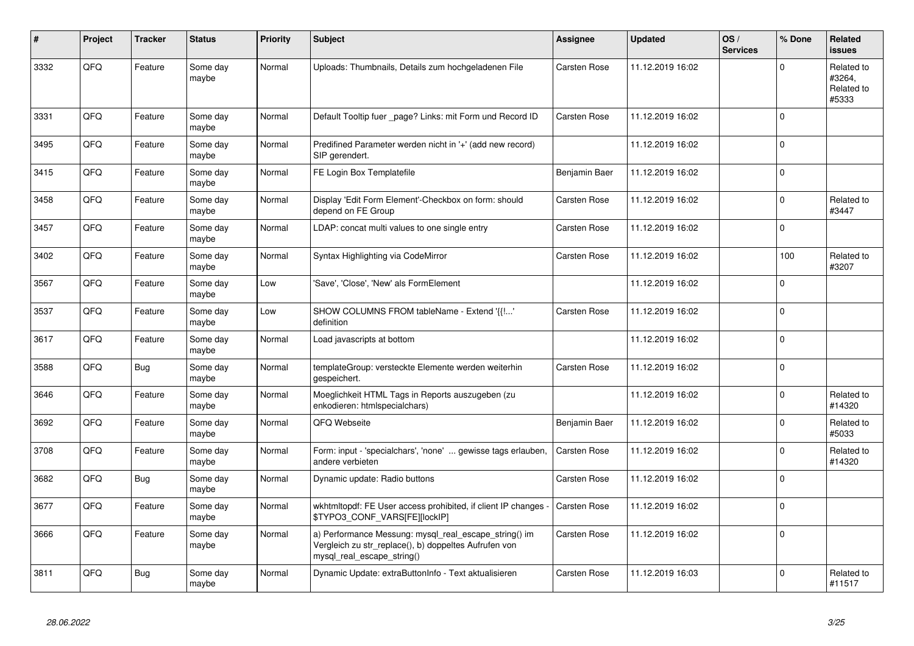| # | Project | Tracker | Status | Priority | Subject | Assignee | Updated | OS / Services | % Done | Related issues |
|---|---|---|---|---|---|---|---|---|---|---|
| 3332 | QFQ | Feature | Some day maybe | Normal | Uploads: Thumbnails, Details zum hochgeladenen File | Carsten Rose | 11.12.2019 16:02 | | 0 | Related to #3264, Related to #5333 |
| 3331 | QFQ | Feature | Some day maybe | Normal | Default Tooltip fuer _page? Links: mit Form und Record ID | Carsten Rose | 11.12.2019 16:02 | | 0 | |
| 3495 | QFQ | Feature | Some day maybe | Normal | Predifined Parameter werden nicht in '+' (add new record) SIP gerendert. | | 11.12.2019 16:02 | | 0 | |
| 3415 | QFQ | Feature | Some day maybe | Normal | FE Login Box Templatefile | Benjamin Baer | 11.12.2019 16:02 | | 0 | |
| 3458 | QFQ | Feature | Some day maybe | Normal | Display 'Edit Form Element'-Checkbox on form: should depend on FE Group | Carsten Rose | 11.12.2019 16:02 | | 0 | Related to #3447 |
| 3457 | QFQ | Feature | Some day maybe | Normal | LDAP: concat multi values to one single entry | Carsten Rose | 11.12.2019 16:02 | | 0 | |
| 3402 | QFQ | Feature | Some day maybe | Normal | Syntax Highlighting via CodeMirror | Carsten Rose | 11.12.2019 16:02 | | 100 | Related to #3207 |
| 3567 | QFQ | Feature | Some day maybe | Low | 'Save', 'Close', 'New' als FormElement | | 11.12.2019 16:02 | | 0 | |
| 3537 | QFQ | Feature | Some day maybe | Low | SHOW COLUMNS FROM tableName - Extend '{{!...' definition | Carsten Rose | 11.12.2019 16:02 | | 0 | |
| 3617 | QFQ | Feature | Some day maybe | Normal | Load javascripts at bottom | | 11.12.2019 16:02 | | 0 | |
| 3588 | QFQ | Bug | Some day maybe | Normal | templateGroup: versteckte Elemente werden weiterhin gespeichert. | Carsten Rose | 11.12.2019 16:02 | | 0 | |
| 3646 | QFQ | Feature | Some day maybe | Normal | Moeglichkeit HTML Tags in Reports auszugeben (zu enkodieren: htmlspecialchars) | | 11.12.2019 16:02 | | 0 | Related to #14320 |
| 3692 | QFQ | Feature | Some day maybe | Normal | QFQ Webseite | Benjamin Baer | 11.12.2019 16:02 | | 0 | Related to #5033 |
| 3708 | QFQ | Feature | Some day maybe | Normal | Form: input - 'specialchars', 'none' ... gewisse tags erlauben, andere verbieten | Carsten Rose | 11.12.2019 16:02 | | 0 | Related to #14320 |
| 3682 | QFQ | Bug | Some day maybe | Normal | Dynamic update: Radio buttons | Carsten Rose | 11.12.2019 16:02 | | 0 | |
| 3677 | QFQ | Feature | Some day maybe | Normal | wkhtmltopdf: FE User access prohibited, if client IP changes - $TYPO3_CONF_VARS[FE][lockIP] | Carsten Rose | 11.12.2019 16:02 | | 0 | |
| 3666 | QFQ | Feature | Some day maybe | Normal | a) Performance Messung: mysql_real_escape_string() im Vergleich zu str_replace(), b) doppeltes Aufrufen von mysql_real_escape_string() | Carsten Rose | 11.12.2019 16:02 | | 0 | |
| 3811 | QFQ | Bug | Some day maybe | Normal | Dynamic Update: extraButtonInfo - Text aktualisieren | Carsten Rose | 11.12.2019 16:03 | | 0 | Related to #11517 |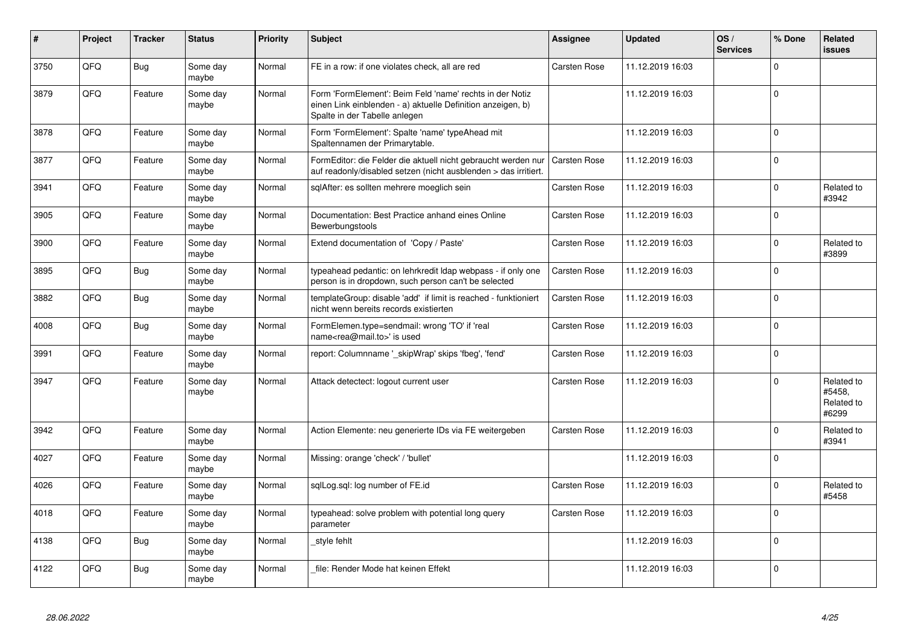| # | Project | Tracker | Status | Priority | Subject | Assignee | Updated | OS / Services | % Done | Related issues |
|---|---|---|---|---|---|---|---|---|---|---|
| 3750 | QFQ | Bug | Some day maybe | Normal | FE in a row: if one violates check, all are red | Carsten Rose | 11.12.2019 16:03 | | 0 | |
| 3879 | QFQ | Feature | Some day maybe | Normal | Form 'FormElement': Beim Feld 'name' rechts in der Notiz einen Link einblenden - a) aktuelle Definition anzeigen, b) Spalte in der Tabelle anlegen | | 11.12.2019 16:03 | | 0 | |
| 3878 | QFQ | Feature | Some day maybe | Normal | Form 'FormElement': Spalte 'name' typeAhead mit Spaltennamen der Primarytable. | | 11.12.2019 16:03 | | 0 | |
| 3877 | QFQ | Feature | Some day maybe | Normal | FormEditor: die Felder die aktuell nicht gebraucht werden nur auf readonly/disabled setzen (nicht ausblenden > das irritiert. | Carsten Rose | 11.12.2019 16:03 | | 0 | |
| 3941 | QFQ | Feature | Some day maybe | Normal | sqlAfter: es sollten mehrere moeglich sein | Carsten Rose | 11.12.2019 16:03 | | 0 | Related to #3942 |
| 3905 | QFQ | Feature | Some day maybe | Normal | Documentation: Best Practice anhand eines Online Bewerbungstools | Carsten Rose | 11.12.2019 16:03 | | 0 | |
| 3900 | QFQ | Feature | Some day maybe | Normal | Extend documentation of 'Copy / Paste' | Carsten Rose | 11.12.2019 16:03 | | 0 | Related to #3899 |
| 3895 | QFQ | Bug | Some day maybe | Normal | typeahead pedantic: on lehrkredit ldap webpass - if only one person is in dropdown, such person can't be selected | Carsten Rose | 11.12.2019 16:03 | | 0 | |
| 3882 | QFQ | Bug | Some day maybe | Normal | templateGroup: disable 'add' if limit is reached - funktioniert nicht wenn bereits records existierten | Carsten Rose | 11.12.2019 16:03 | | 0 | |
| 4008 | QFQ | Bug | Some day maybe | Normal | FormElemen.type=sendmail: wrong 'TO' if 'real name<rea@mail.to>' is used | Carsten Rose | 11.12.2019 16:03 | | 0 | |
| 3991 | QFQ | Feature | Some day maybe | Normal | report: Columnname '_skipWrap' skips 'fbeg', 'fend' | Carsten Rose | 11.12.2019 16:03 | | 0 | |
| 3947 | QFQ | Feature | Some day maybe | Normal | Attack detectect: logout current user | Carsten Rose | 11.12.2019 16:03 | | 0 | Related to #5458, Related to #6299 |
| 3942 | QFQ | Feature | Some day maybe | Normal | Action Elemente: neu generierte IDs via FE weitergeben | Carsten Rose | 11.12.2019 16:03 | | 0 | Related to #3941 |
| 4027 | QFQ | Feature | Some day maybe | Normal | Missing: orange 'check' / 'bullet' | | 11.12.2019 16:03 | | 0 | |
| 4026 | QFQ | Feature | Some day maybe | Normal | sqlLog.sql: log number of FE.id | Carsten Rose | 11.12.2019 16:03 | | 0 | Related to #5458 |
| 4018 | QFQ | Feature | Some day maybe | Normal | typeahead: solve problem with potential long query parameter | Carsten Rose | 11.12.2019 16:03 | | 0 | |
| 4138 | QFQ | Bug | Some day maybe | Normal | _style fehlt | | 11.12.2019 16:03 | | 0 | |
| 4122 | QFQ | Bug | Some day maybe | Normal | _file: Render Mode hat keinen Effekt | | 11.12.2019 16:03 | | 0 | |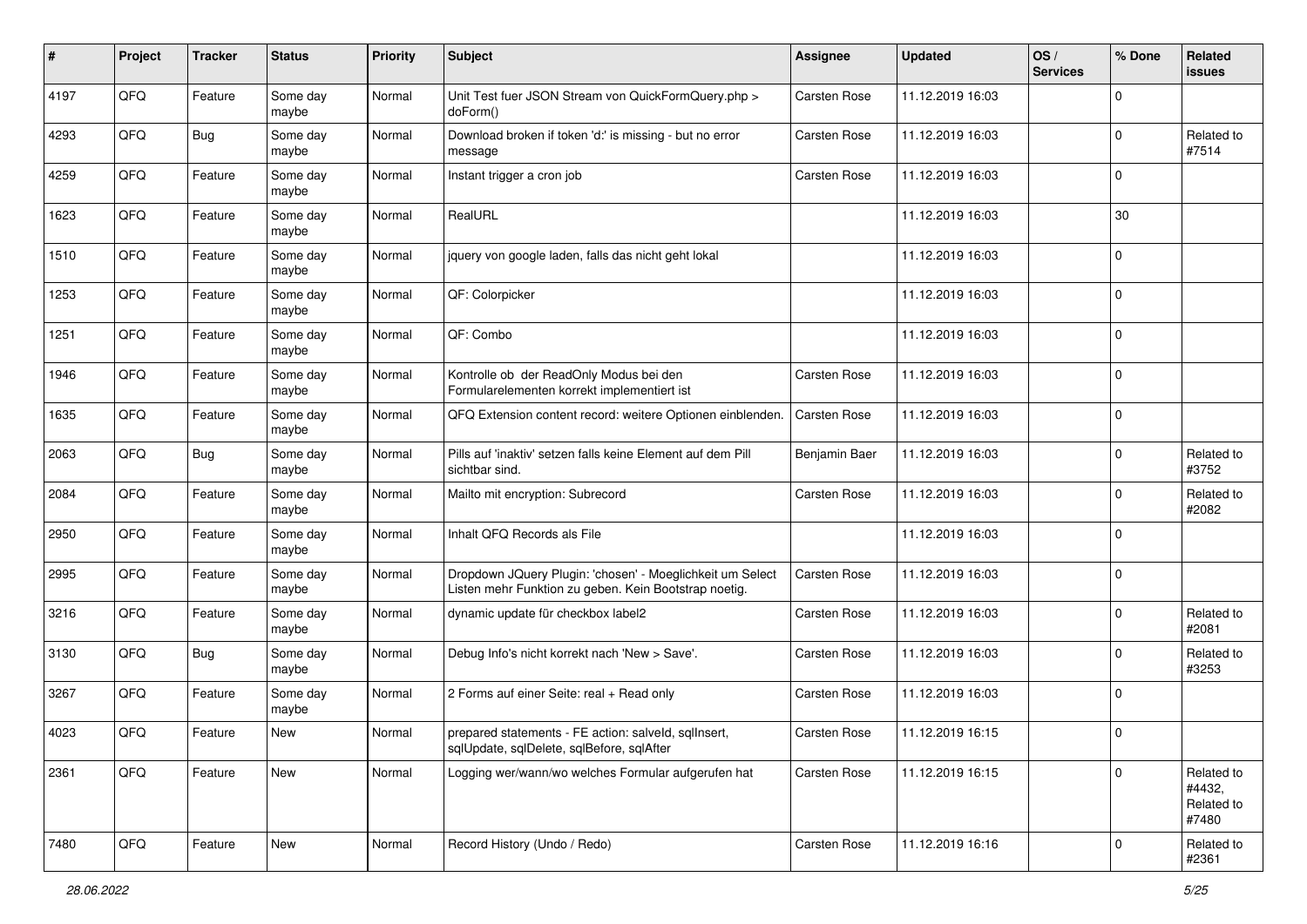| # | Project | Tracker | Status | Priority | Subject | Assignee | Updated | OS / Services | % Done | Related issues |
|---|---|---|---|---|---|---|---|---|---|---|
| 4197 | QFQ | Feature | Some day maybe | Normal | Unit Test fuer JSON Stream von QuickFormQuery.php > doForm() | Carsten Rose | 11.12.2019 16:03 | | 0 | |
| 4293 | QFQ | Bug | Some day maybe | Normal | Download broken if token 'd:' is missing - but no error message | Carsten Rose | 11.12.2019 16:03 | | 0 | Related to #7514 |
| 4259 | QFQ | Feature | Some day maybe | Normal | Instant trigger a cron job | Carsten Rose | 11.12.2019 16:03 | | 0 | |
| 1623 | QFQ | Feature | Some day maybe | Normal | RealURL | | 11.12.2019 16:03 | | 30 | |
| 1510 | QFQ | Feature | Some day maybe | Normal | jquery von google laden, falls das nicht geht lokal | | 11.12.2019 16:03 | | 0 | |
| 1253 | QFQ | Feature | Some day maybe | Normal | QF: Colorpicker | | 11.12.2019 16:03 | | 0 | |
| 1251 | QFQ | Feature | Some day maybe | Normal | QF: Combo | | 11.12.2019 16:03 | | 0 | |
| 1946 | QFQ | Feature | Some day maybe | Normal | Kontrolle ob der ReadOnly Modus bei den Formularelementen korrekt implementiert ist | Carsten Rose | 11.12.2019 16:03 | | 0 | |
| 1635 | QFQ | Feature | Some day maybe | Normal | QFQ Extension content record: weitere Optionen einblenden. | Carsten Rose | 11.12.2019 16:03 | | 0 | |
| 2063 | QFQ | Bug | Some day maybe | Normal | Pills auf 'inaktiv' setzen falls keine Element auf dem Pill sichtbar sind. | Benjamin Baer | 11.12.2019 16:03 | | 0 | Related to #3752 |
| 2084 | QFQ | Feature | Some day maybe | Normal | Mailto mit encryption: Subrecord | Carsten Rose | 11.12.2019 16:03 | | 0 | Related to #2082 |
| 2950 | QFQ | Feature | Some day maybe | Normal | Inhalt QFQ Records als File | | 11.12.2019 16:03 | | 0 | |
| 2995 | QFQ | Feature | Some day maybe | Normal | Dropdown JQuery Plugin: 'chosen' - Moeglichkeit um Select Listen mehr Funktion zu geben. Kein Bootstrap noetig. | Carsten Rose | 11.12.2019 16:03 | | 0 | |
| 3216 | QFQ | Feature | Some day maybe | Normal | dynamic update für checkbox label2 | Carsten Rose | 11.12.2019 16:03 | | 0 | Related to #2081 |
| 3130 | QFQ | Bug | Some day maybe | Normal | Debug Info's nicht korrekt nach 'New > Save'. | Carsten Rose | 11.12.2019 16:03 | | 0 | Related to #3253 |
| 3267 | QFQ | Feature | Some day maybe | Normal | 2 Forms auf einer Seite: real + Read only | Carsten Rose | 11.12.2019 16:03 | | 0 | |
| 4023 | QFQ | Feature | New | Normal | prepared statements - FE action: salveld, sqlInsert, sqlUpdate, sqlDelete, sqlBefore, sqlAfter | Carsten Rose | 11.12.2019 16:15 | | 0 | |
| 2361 | QFQ | Feature | New | Normal | Logging wer/wann/wo welches Formular aufgerufen hat | Carsten Rose | 11.12.2019 16:15 | | 0 | Related to #4432, Related to #7480 |
| 7480 | QFQ | Feature | New | Normal | Record History (Undo / Redo) | Carsten Rose | 11.12.2019 16:16 | | 0 | Related to #2361 |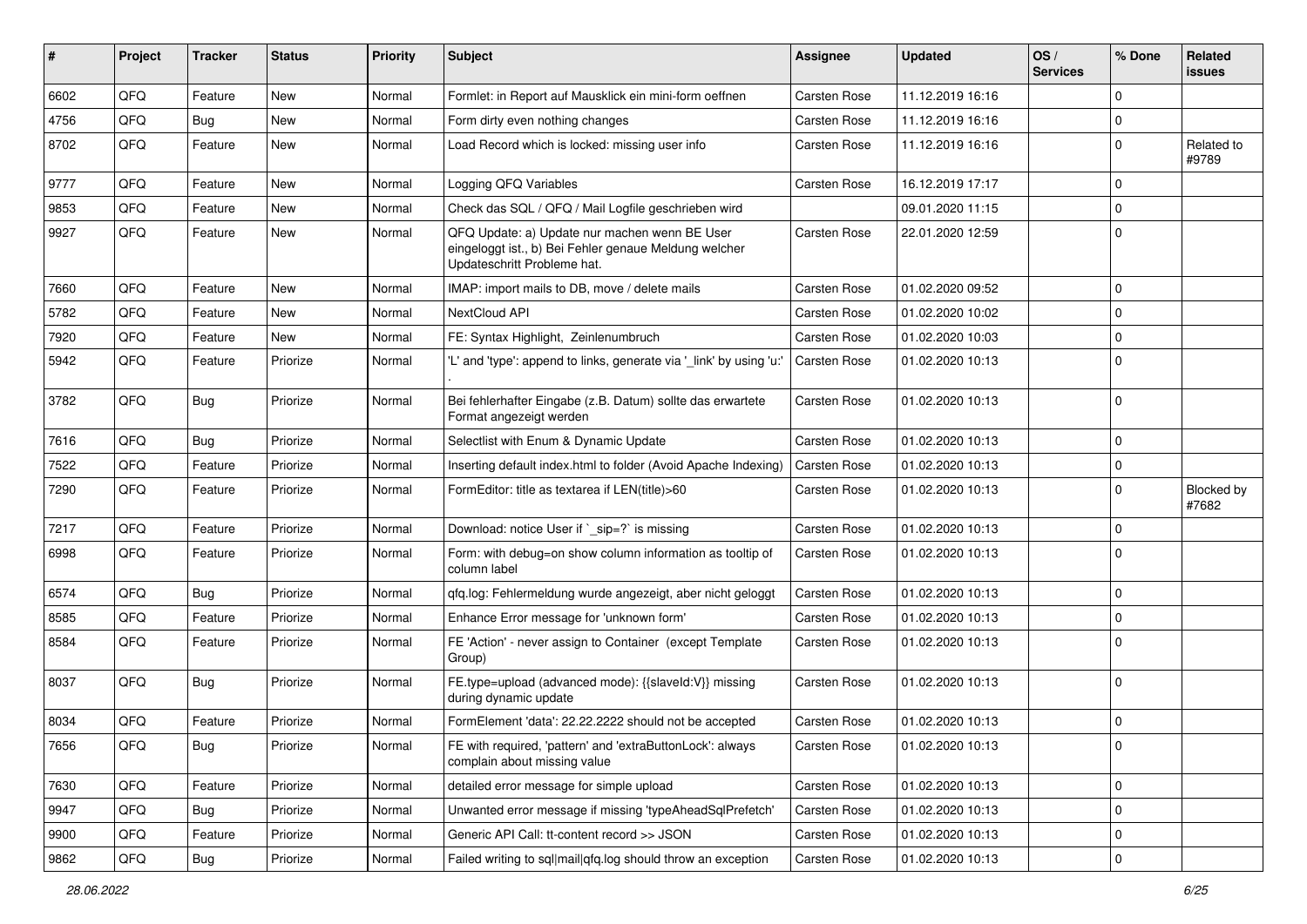| # | Project | Tracker | Status | Priority | Subject | Assignee | Updated | OS / Services | % Done | Related issues |
|---|---|---|---|---|---|---|---|---|---|---|
| 6602 | QFQ | Feature | New | Normal | Formlet: in Report auf Mausklick ein mini-form oeffnen | Carsten Rose | 11.12.2019 16:16 | | 0 | |
| 4756 | QFQ | Bug | New | Normal | Form dirty even nothing changes | Carsten Rose | 11.12.2019 16:16 | | 0 | |
| 8702 | QFQ | Feature | New | Normal | Load Record which is locked: missing user info | Carsten Rose | 11.12.2019 16:16 | | 0 | Related to #9789 |
| 9777 | QFQ | Feature | New | Normal | Logging QFQ Variables | Carsten Rose | 16.12.2019 17:17 | | 0 | |
| 9853 | QFQ | Feature | New | Normal | Check das SQL / QFQ / Mail Logfile geschrieben wird | | 09.01.2020 11:15 | | 0 | |
| 9927 | QFQ | Feature | New | Normal | QFQ Update: a) Update nur machen wenn BE User eingeloggt ist., b) Bei Fehler genaue Meldung welcher Updateschritt Probleme hat. | Carsten Rose | 22.01.2020 12:59 | | 0 | |
| 7660 | QFQ | Feature | New | Normal | IMAP: import mails to DB, move / delete mails | Carsten Rose | 01.02.2020 09:52 | | 0 | |
| 5782 | QFQ | Feature | New | Normal | NextCloud API | Carsten Rose | 01.02.2020 10:02 | | 0 | |
| 7920 | QFQ | Feature | New | Normal | FE: Syntax Highlight, Zeinlenumbruch | Carsten Rose | 01.02.2020 10:03 | | 0 | |
| 5942 | QFQ | Feature | Priorize | Normal | 'L' and 'type': append to links, generate via '_link' by using 'u:' . | Carsten Rose | 01.02.2020 10:13 | | 0 | |
| 3782 | QFQ | Bug | Priorize | Normal | Bei fehlerhafter Eingabe (z.B. Datum) sollte das erwartete Format angezeigt werden | Carsten Rose | 01.02.2020 10:13 | | 0 | |
| 7616 | QFQ | Bug | Priorize | Normal | Selectlist with Enum & Dynamic Update | Carsten Rose | 01.02.2020 10:13 | | 0 | |
| 7522 | QFQ | Feature | Priorize | Normal | Inserting default index.html to folder (Avoid Apache Indexing) | Carsten Rose | 01.02.2020 10:13 | | 0 | |
| 7290 | QFQ | Feature | Priorize | Normal | FormEditor: title as textarea if LEN(title)>60 | Carsten Rose | 01.02.2020 10:13 | | 0 | Blocked by #7682 |
| 7217 | QFQ | Feature | Priorize | Normal | Download: notice User if `_sip=?` is missing | Carsten Rose | 01.02.2020 10:13 | | 0 | |
| 6998 | QFQ | Feature | Priorize | Normal | Form: with debug=on show column information as tooltip of column label | Carsten Rose | 01.02.2020 10:13 | | 0 | |
| 6574 | QFQ | Bug | Priorize | Normal | qfq.log: Fehlermeldung wurde angezeigt, aber nicht geloggt | Carsten Rose | 01.02.2020 10:13 | | 0 | |
| 8585 | QFQ | Feature | Priorize | Normal | Enhance Error message for 'unknown form' | Carsten Rose | 01.02.2020 10:13 | | 0 | |
| 8584 | QFQ | Feature | Priorize | Normal | FE 'Action' - never assign to Container (except Template Group) | Carsten Rose | 01.02.2020 10:13 | | 0 | |
| 8037 | QFQ | Bug | Priorize | Normal | FE.type=upload (advanced mode): {{slaveId:V}} missing during dynamic update | Carsten Rose | 01.02.2020 10:13 | | 0 | |
| 8034 | QFQ | Feature | Priorize | Normal | FormElement 'data': 22.22.2222 should not be accepted | Carsten Rose | 01.02.2020 10:13 | | 0 | |
| 7656 | QFQ | Bug | Priorize | Normal | FE with required, 'pattern' and 'extraButtonLock': always complain about missing value | Carsten Rose | 01.02.2020 10:13 | | 0 | |
| 7630 | QFQ | Feature | Priorize | Normal | detailed error message for simple upload | Carsten Rose | 01.02.2020 10:13 | | 0 | |
| 9947 | QFQ | Bug | Priorize | Normal | Unwanted error message if missing 'typeAheadSqlPrefetch' | Carsten Rose | 01.02.2020 10:13 | | 0 | |
| 9900 | QFQ | Feature | Priorize | Normal | Generic API Call: tt-content record >> JSON | Carsten Rose | 01.02.2020 10:13 | | 0 | |
| 9862 | QFQ | Bug | Priorize | Normal | Failed writing to sql\|mail\|qfq.log should throw an exception | Carsten Rose | 01.02.2020 10:13 | | 0 | |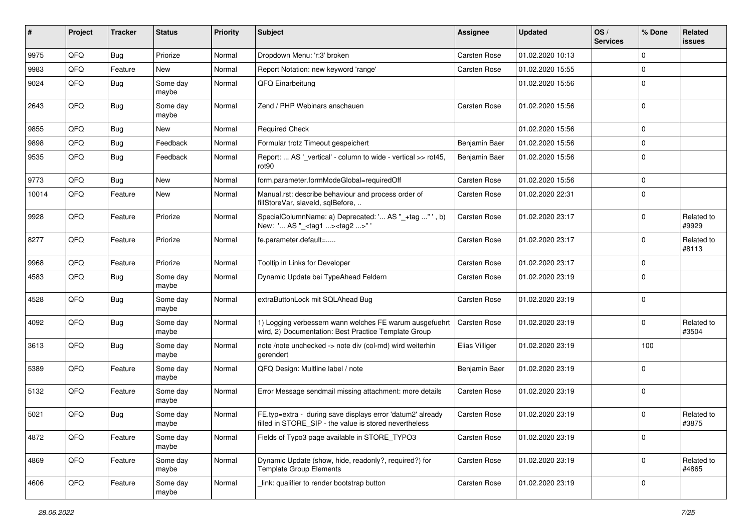| # | Project | Tracker | Status | Priority | Subject | Assignee | Updated | OS / Services | % Done | Related issues |
|---|---|---|---|---|---|---|---|---|---|---|
| 9975 | QFQ | Bug | Priorize | Normal | Dropdown Menu: 'r:3' broken | Carsten Rose | 01.02.2020 10:13 | | 0 | |
| 9983 | QFQ | Feature | New | Normal | Report Notation: new keyword 'range' | Carsten Rose | 01.02.2020 15:55 | | 0 | |
| 9024 | QFQ | Bug | Some day maybe | Normal | QFQ Einarbeitung | | 01.02.2020 15:56 | | 0 | |
| 2643 | QFQ | Bug | Some day maybe | Normal | Zend / PHP Webinars anschauen | Carsten Rose | 01.02.2020 15:56 | | 0 | |
| 9855 | QFQ | Bug | New | Normal | Required Check | | 01.02.2020 15:56 | | 0 | |
| 9898 | QFQ | Bug | Feedback | Normal | Formular trotz Timeout gespeichert | Benjamin Baer | 01.02.2020 15:56 | | 0 | |
| 9535 | QFQ | Bug | Feedback | Normal | Report: ... AS '_vertical' - column to wide - vertical >> rot45, rot90 | Benjamin Baer | 01.02.2020 15:56 | | 0 | |
| 9773 | QFQ | Bug | New | Normal | form.parameter.formModeGlobal=requiredOff | Carsten Rose | 01.02.2020 15:56 | | 0 | |
| 10014 | QFQ | Feature | New | Normal | Manual.rst: describe behaviour and process order of fillStoreVar, slaveId, sqlBefore, .. | Carsten Rose | 01.02.2020 22:31 | | 0 | |
| 9928 | QFQ | Feature | Priorize | Normal | SpecialColumnName: a) Deprecated: '... AS "_+tag ..." ', b) New: '... AS "_<tag1 ...><tag2 ...>" ' | Carsten Rose | 01.02.2020 23:17 | | 0 | Related to #9929 |
| 8277 | QFQ | Feature | Priorize | Normal | fe.parameter.default=..... | Carsten Rose | 01.02.2020 23:17 | | 0 | Related to #8113 |
| 9968 | QFQ | Feature | Priorize | Normal | Tooltip in Links for Developer | Carsten Rose | 01.02.2020 23:17 | | 0 | |
| 4583 | QFQ | Bug | Some day maybe | Normal | Dynamic Update bei TypeAhead Feldern | Carsten Rose | 01.02.2020 23:19 | | 0 | |
| 4528 | QFQ | Bug | Some day maybe | Normal | extraButtonLock mit SQLAhead Bug | Carsten Rose | 01.02.2020 23:19 | | 0 | |
| 4092 | QFQ | Bug | Some day maybe | Normal | 1) Logging verbessern wann welches FE warum ausgefuehrt wird, 2) Documentation: Best Practice Template Group | Carsten Rose | 01.02.2020 23:19 | | 0 | Related to #3504 |
| 3613 | QFQ | Bug | Some day maybe | Normal | note /note unchecked -> note div (col-md) wird weiterhin gerendert | Elias Villiger | 01.02.2020 23:19 | | 100 | |
| 5389 | QFQ | Feature | Some day maybe | Normal | QFQ Design: Multline label / note | Benjamin Baer | 01.02.2020 23:19 | | 0 | |
| 5132 | QFQ | Feature | Some day maybe | Normal | Error Message sendmail missing attachment: more details | Carsten Rose | 01.02.2020 23:19 | | 0 | |
| 5021 | QFQ | Bug | Some day maybe | Normal | FE.typ=extra - during save displays error 'datum2' already filled in STORE_SIP - the value is stored nevertheless | Carsten Rose | 01.02.2020 23:19 | | 0 | Related to #3875 |
| 4872 | QFQ | Feature | Some day maybe | Normal | Fields of Typo3 page available in STORE_TYPO3 | Carsten Rose | 01.02.2020 23:19 | | 0 | |
| 4869 | QFQ | Feature | Some day maybe | Normal | Dynamic Update (show, hide, readonly?, required?) for Template Group Elements | Carsten Rose | 01.02.2020 23:19 | | 0 | Related to #4865 |
| 4606 | QFQ | Feature | Some day maybe | Normal | _link: qualifier to render bootstrap button | Carsten Rose | 01.02.2020 23:19 | | 0 | |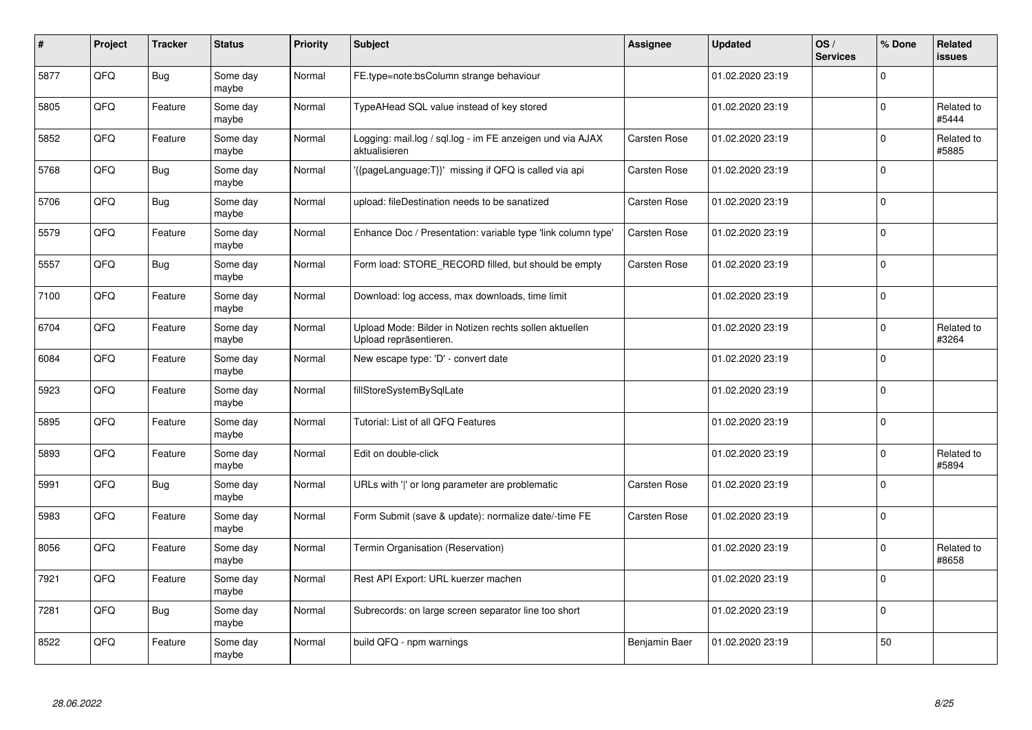| # | Project | Tracker | Status | Priority | Subject | Assignee | Updated | OS / Services | % Done | Related issues |
|---|---|---|---|---|---|---|---|---|---|---|
| 5877 | QFQ | Bug | Some day maybe | Normal | FE.type=note:bsColumn strange behaviour | | 01.02.2020 23:19 | | 0 | |
| 5805 | QFQ | Feature | Some day maybe | Normal | TypeAHead SQL value instead of key stored | | 01.02.2020 23:19 | | 0 | Related to #5444 |
| 5852 | QFQ | Feature | Some day maybe | Normal | Logging: mail.log / sql.log - im FE anzeigen und via AJAX aktualisieren | Carsten Rose | 01.02.2020 23:19 | | 0 | Related to #5885 |
| 5768 | QFQ | Bug | Some day maybe | Normal | '{{pageLanguage:T}}' missing if QFQ is called via api | Carsten Rose | 01.02.2020 23:19 | | 0 | |
| 5706 | QFQ | Bug | Some day maybe | Normal | upload: fileDestination needs to be sanatized | Carsten Rose | 01.02.2020 23:19 | | 0 | |
| 5579 | QFQ | Feature | Some day maybe | Normal | Enhance Doc / Presentation: variable type 'link column type' | Carsten Rose | 01.02.2020 23:19 | | 0 | |
| 5557 | QFQ | Bug | Some day maybe | Normal | Form load: STORE_RECORD filled, but should be empty | Carsten Rose | 01.02.2020 23:19 | | 0 | |
| 7100 | QFQ | Feature | Some day maybe | Normal | Download: log access, max downloads, time limit | | 01.02.2020 23:19 | | 0 | |
| 6704 | QFQ | Feature | Some day maybe | Normal | Upload Mode: Bilder in Notizen rechts sollen aktuellen Upload repräsentieren. | | 01.02.2020 23:19 | | 0 | Related to #3264 |
| 6084 | QFQ | Feature | Some day maybe | Normal | New escape type: 'D' - convert date | | 01.02.2020 23:19 | | 0 | |
| 5923 | QFQ | Feature | Some day maybe | Normal | fillStoreSystemBySqlLate | | 01.02.2020 23:19 | | 0 | |
| 5895 | QFQ | Feature | Some day maybe | Normal | Tutorial: List of all QFQ Features | | 01.02.2020 23:19 | | 0 | |
| 5893 | QFQ | Feature | Some day maybe | Normal | Edit on double-click | | 01.02.2020 23:19 | | 0 | Related to #5894 |
| 5991 | QFQ | Bug | Some day maybe | Normal | URLs with '\|' or long parameter are problematic | Carsten Rose | 01.02.2020 23:19 | | 0 | |
| 5983 | QFQ | Feature | Some day maybe | Normal | Form Submit (save & update): normalize date/-time FE | Carsten Rose | 01.02.2020 23:19 | | 0 | |
| 8056 | QFQ | Feature | Some day maybe | Normal | Termin Organisation (Reservation) | | 01.02.2020 23:19 | | 0 | Related to #8658 |
| 7921 | QFQ | Feature | Some day maybe | Normal | Rest API Export: URL kuerzer machen | | 01.02.2020 23:19 | | 0 | |
| 7281 | QFQ | Bug | Some day maybe | Normal | Subrecords: on large screen separator line too short | | 01.02.2020 23:19 | | 0 | |
| 8522 | QFQ | Feature | Some day maybe | Normal | build QFQ - npm warnings | Benjamin Baer | 01.02.2020 23:19 | | 50 | |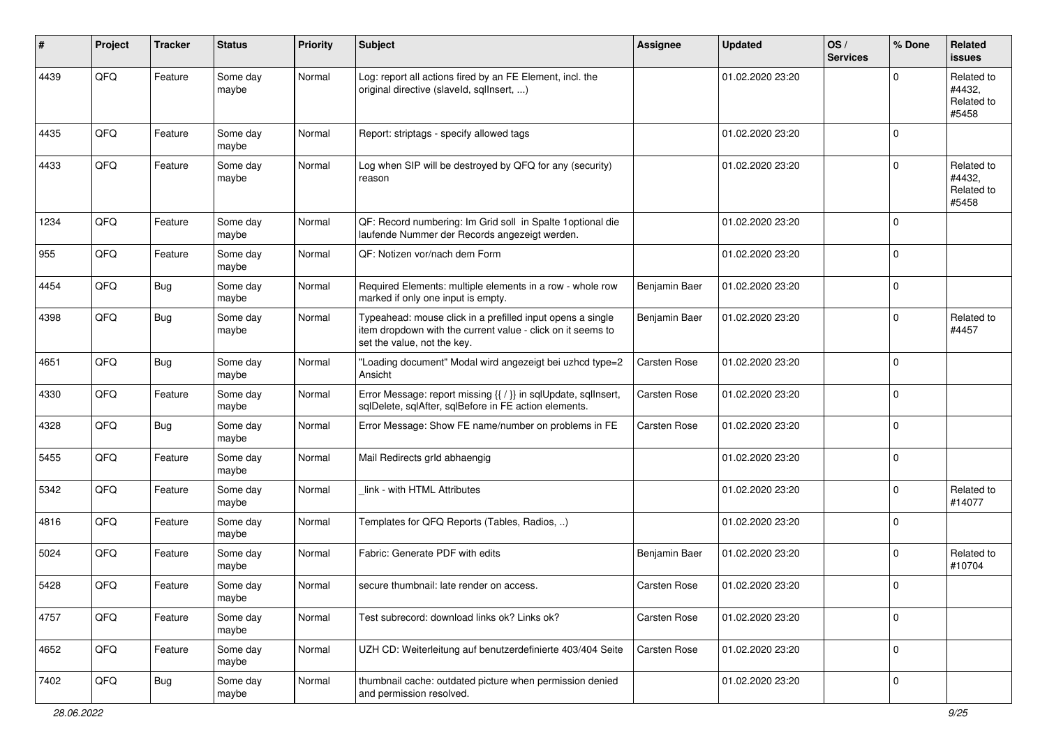| # | Project | Tracker | Status | Priority | Subject | Assignee | Updated | OS / Services | % Done | Related issues |
|---|---|---|---|---|---|---|---|---|---|---|
| 4439 | QFQ | Feature | Some day maybe | Normal | Log: report all actions fired by an FE Element, incl. the original directive (slaveId, sqlInsert, ...) | | 01.02.2020 23:20 | | 0 | Related to #4432, Related to #5458 |
| 4435 | QFQ | Feature | Some day maybe | Normal | Report: striptags - specify allowed tags | | 01.02.2020 23:20 | | 0 | |
| 4433 | QFQ | Feature | Some day maybe | Normal | Log when SIP will be destroyed by QFQ for any (security) reason | | 01.02.2020 23:20 | | 0 | Related to #4432, Related to #5458 |
| 1234 | QFQ | Feature | Some day maybe | Normal | QF: Record numbering: Im Grid soll in Spalte 1optional die laufende Nummer der Records angezeigt werden. | | 01.02.2020 23:20 | | 0 | |
| 955 | QFQ | Feature | Some day maybe | Normal | QF: Notizen vor/nach dem Form | | 01.02.2020 23:20 | | 0 | |
| 4454 | QFQ | Bug | Some day maybe | Normal | Required Elements: multiple elements in a row - whole row marked if only one input is empty. | Benjamin Baer | 01.02.2020 23:20 | | 0 | |
| 4398 | QFQ | Bug | Some day maybe | Normal | Typeahead: mouse click in a prefilled input opens a single item dropdown with the current value - click on it seems to set the value, not the key. | Benjamin Baer | 01.02.2020 23:20 | | 0 | Related to #4457 |
| 4651 | QFQ | Bug | Some day maybe | Normal | "Loading document" Modal wird angezeigt bei uzhcd type=2 Ansicht | Carsten Rose | 01.02.2020 23:20 | | 0 | |
| 4330 | QFQ | Feature | Some day maybe | Normal | Error Message: report missing {{ / }} in sqlUpdate, sqlInsert, sqlDelete, sqlAfter, sqlBefore in FE action elements. | Carsten Rose | 01.02.2020 23:20 | | 0 | |
| 4328 | QFQ | Bug | Some day maybe | Normal | Error Message: Show FE name/number on problems in FE | Carsten Rose | 01.02.2020 23:20 | | 0 | |
| 5455 | QFQ | Feature | Some day maybe | Normal | Mail Redirects grId abhaengig | | 01.02.2020 23:20 | | 0 | |
| 5342 | QFQ | Feature | Some day maybe | Normal | _link - with HTML Attributes | | 01.02.2020 23:20 | | 0 | Related to #14077 |
| 4816 | QFQ | Feature | Some day maybe | Normal | Templates for QFQ Reports (Tables, Radios, ..) | | 01.02.2020 23:20 | | 0 | |
| 5024 | QFQ | Feature | Some day maybe | Normal | Fabric: Generate PDF with edits | Benjamin Baer | 01.02.2020 23:20 | | 0 | Related to #10704 |
| 5428 | QFQ | Feature | Some day maybe | Normal | secure thumbnail: late render on access. | Carsten Rose | 01.02.2020 23:20 | | 0 | |
| 4757 | QFQ | Feature | Some day maybe | Normal | Test subrecord: download links ok? Links ok? | Carsten Rose | 01.02.2020 23:20 | | 0 | |
| 4652 | QFQ | Feature | Some day maybe | Normal | UZH CD: Weiterleitung auf benutzerdefinierte 403/404 Seite | Carsten Rose | 01.02.2020 23:20 | | 0 | |
| 7402 | QFQ | Bug | Some day maybe | Normal | thumbnail cache: outdated picture when permission denied and permission resolved. | | 01.02.2020 23:20 | | 0 | |

28.06.2022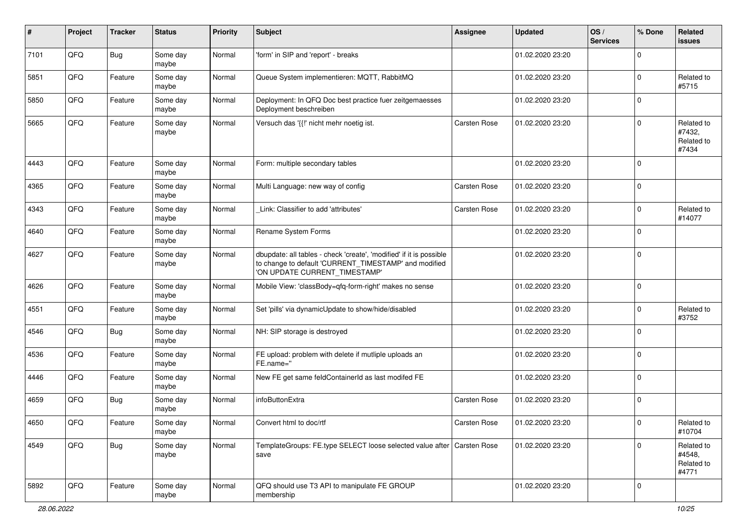| # | Project | Tracker | Status | Priority | Subject | Assignee | Updated | OS / Services | % Done | Related issues |
|---|---|---|---|---|---|---|---|---|---|---|
| 7101 | QFQ | Bug | Some day maybe | Normal | 'form' in SIP and 'report' - breaks | | 01.02.2020 23:20 | | 0 | |
| 5851 | QFQ | Feature | Some day maybe | Normal | Queue System implementieren: MQTT, RabbitMQ | | 01.02.2020 23:20 | | 0 | Related to #5715 |
| 5850 | QFQ | Feature | Some day maybe | Normal | Deployment: In QFQ Doc best practice fuer zeitgemaesses Deployment beschreiben | | 01.02.2020 23:20 | | 0 | |
| 5665 | QFQ | Feature | Some day maybe | Normal | Versuch das '{{!' nicht mehr noetig ist. | Carsten Rose | 01.02.2020 23:20 | | 0 | Related to #7432, Related to #7434 |
| 4443 | QFQ | Feature | Some day maybe | Normal | Form: multiple secondary tables | | 01.02.2020 23:20 | | 0 | |
| 4365 | QFQ | Feature | Some day maybe | Normal | Multi Language: new way of config | Carsten Rose | 01.02.2020 23:20 | | 0 | |
| 4343 | QFQ | Feature | Some day maybe | Normal | _Link: Classifier to add 'attributes' | Carsten Rose | 01.02.2020 23:20 | | 0 | Related to #14077 |
| 4640 | QFQ | Feature | Some day maybe | Normal | Rename System Forms | | 01.02.2020 23:20 | | 0 | |
| 4627 | QFQ | Feature | Some day maybe | Normal | dbupdate: all tables - check 'create', 'modified' if it is possible to change to default 'CURRENT_TIMESTAMP' and modified 'ON UPDATE CURRENT_TIMESTAMP' | | 01.02.2020 23:20 | | 0 | |
| 4626 | QFQ | Feature | Some day maybe | Normal | Mobile View: 'classBody=qfq-form-right' makes no sense | | 01.02.2020 23:20 | | 0 | |
| 4551 | QFQ | Feature | Some day maybe | Normal | Set 'pills' via dynamicUpdate to show/hide/disabled | | 01.02.2020 23:20 | | 0 | Related to #3752 |
| 4546 | QFQ | Bug | Some day maybe | Normal | NH: SIP storage is destroyed | | 01.02.2020 23:20 | | 0 | |
| 4536 | QFQ | Feature | Some day maybe | Normal | FE upload: problem with delete if mutliple uploads an FE.name='' | | 01.02.2020 23:20 | | 0 | |
| 4446 | QFQ | Feature | Some day maybe | Normal | New FE get same feldContainerId as last modifed FE | | 01.02.2020 23:20 | | 0 | |
| 4659 | QFQ | Bug | Some day maybe | Normal | infoButtonExtra | Carsten Rose | 01.02.2020 23:20 | | 0 | |
| 4650 | QFQ | Feature | Some day maybe | Normal | Convert html to doc/rtf | Carsten Rose | 01.02.2020 23:20 | | 0 | Related to #10704 |
| 4549 | QFQ | Bug | Some day maybe | Normal | TemplateGroups: FE.type SELECT loose selected value after save | Carsten Rose | 01.02.2020 23:20 | | 0 | Related to #4548, Related to #4771 |
| 5892 | QFQ | Feature | Some day maybe | Normal | QFQ should use T3 API to manipulate FE GROUP membership | | 01.02.2020 23:20 | | 0 | |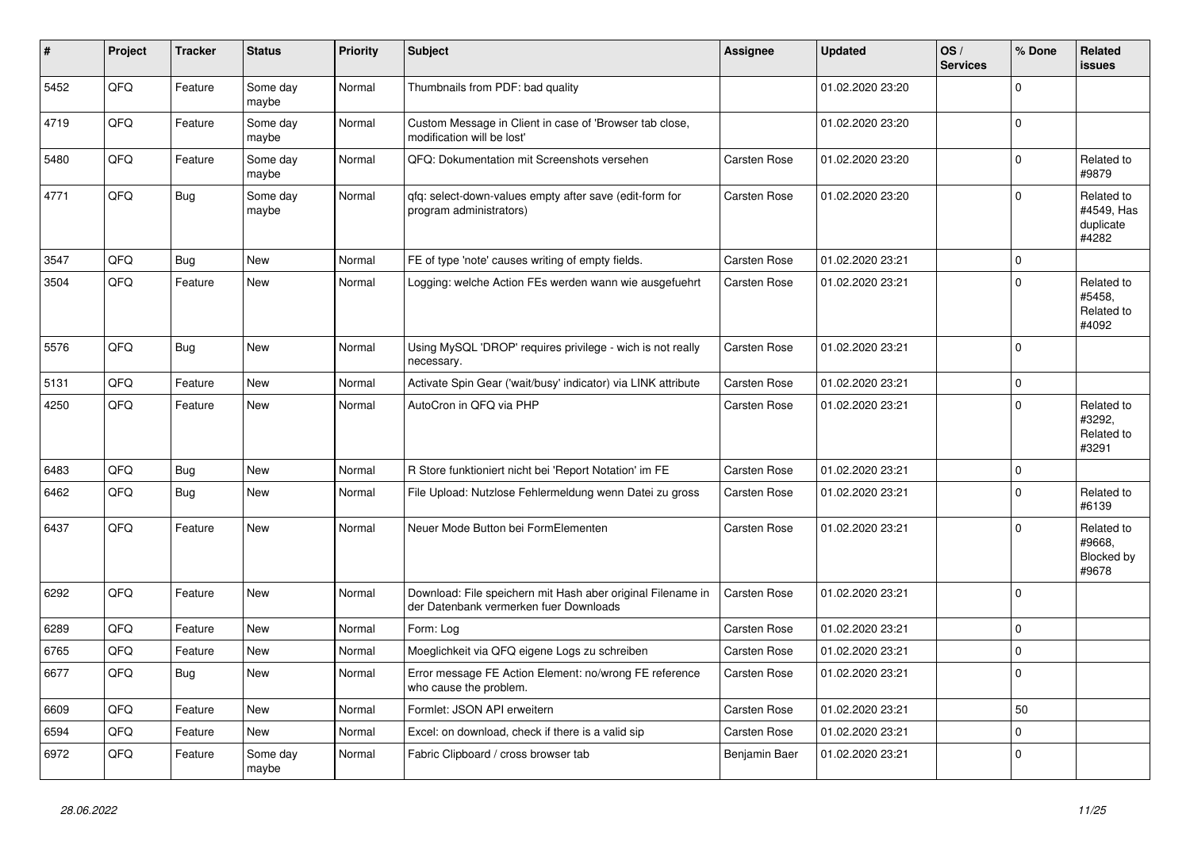| # | Project | Tracker | Status | Priority | Subject | Assignee | Updated | OS / Services | % Done | Related issues |
|---|---|---|---|---|---|---|---|---|---|---|
| 5452 | QFQ | Feature | Some day maybe | Normal | Thumbnails from PDF: bad quality | | 01.02.2020 23:20 | | 0 | |
| 4719 | QFQ | Feature | Some day maybe | Normal | Custom Message in Client in case of 'Browser tab close, modification will be lost' | | 01.02.2020 23:20 | | 0 | |
| 5480 | QFQ | Feature | Some day maybe | Normal | QFQ: Dokumentation mit Screenshots versehen | Carsten Rose | 01.02.2020 23:20 | | 0 | Related to #9879 |
| 4771 | QFQ | Bug | Some day maybe | Normal | qfq: select-down-values empty after save (edit-form for program administrators) | Carsten Rose | 01.02.2020 23:20 | | 0 | Related to #4549, Has duplicate #4282 |
| 3547 | QFQ | Bug | New | Normal | FE of type 'note' causes writing of empty fields. | Carsten Rose | 01.02.2020 23:21 | | 0 | |
| 3504 | QFQ | Feature | New | Normal | Logging: welche Action FEs werden wann wie ausgefuehrt | Carsten Rose | 01.02.2020 23:21 | | 0 | Related to #5458, Related to #4092 |
| 5576 | QFQ | Bug | New | Normal | Using MySQL 'DROP' requires privilege - wich is not really necessary. | Carsten Rose | 01.02.2020 23:21 | | 0 | |
| 5131 | QFQ | Feature | New | Normal | Activate Spin Gear ('wait/busy' indicator) via LINK attribute | Carsten Rose | 01.02.2020 23:21 | | 0 | |
| 4250 | QFQ | Feature | New | Normal | AutoCron in QFQ via PHP | Carsten Rose | 01.02.2020 23:21 | | 0 | Related to #3292, Related to #3291 |
| 6483 | QFQ | Bug | New | Normal | R Store funktioniert nicht bei 'Report Notation' im FE | Carsten Rose | 01.02.2020 23:21 | | 0 | |
| 6462 | QFQ | Bug | New | Normal | File Upload: Nutzlose Fehlermeldung wenn Datei zu gross | Carsten Rose | 01.02.2020 23:21 | | 0 | Related to #6139 |
| 6437 | QFQ | Feature | New | Normal | Neuer Mode Button bei FormElementen | Carsten Rose | 01.02.2020 23:21 | | 0 | Related to #9668, Blocked by #9678 |
| 6292 | QFQ | Feature | New | Normal | Download: File speichern mit Hash aber original Filename in der Datenbank vermerken fuer Downloads | Carsten Rose | 01.02.2020 23:21 | | 0 | |
| 6289 | QFQ | Feature | New | Normal | Form: Log | Carsten Rose | 01.02.2020 23:21 | | 0 | |
| 6765 | QFQ | Feature | New | Normal | Moeglichkeit via QFQ eigene Logs zu schreiben | Carsten Rose | 01.02.2020 23:21 | | 0 | |
| 6677 | QFQ | Bug | New | Normal | Error message FE Action Element: no/wrong FE reference who cause the problem. | Carsten Rose | 01.02.2020 23:21 | | 0 | |
| 6609 | QFQ | Feature | New | Normal | Formlet: JSON API erweitern | Carsten Rose | 01.02.2020 23:21 | | 50 | |
| 6594 | QFQ | Feature | New | Normal | Excel: on download, check if there is a valid sip | Carsten Rose | 01.02.2020 23:21 | | 0 | |
| 6972 | QFQ | Feature | Some day maybe | Normal | Fabric Clipboard / cross browser tab | Benjamin Baer | 01.02.2020 23:21 | | 0 | |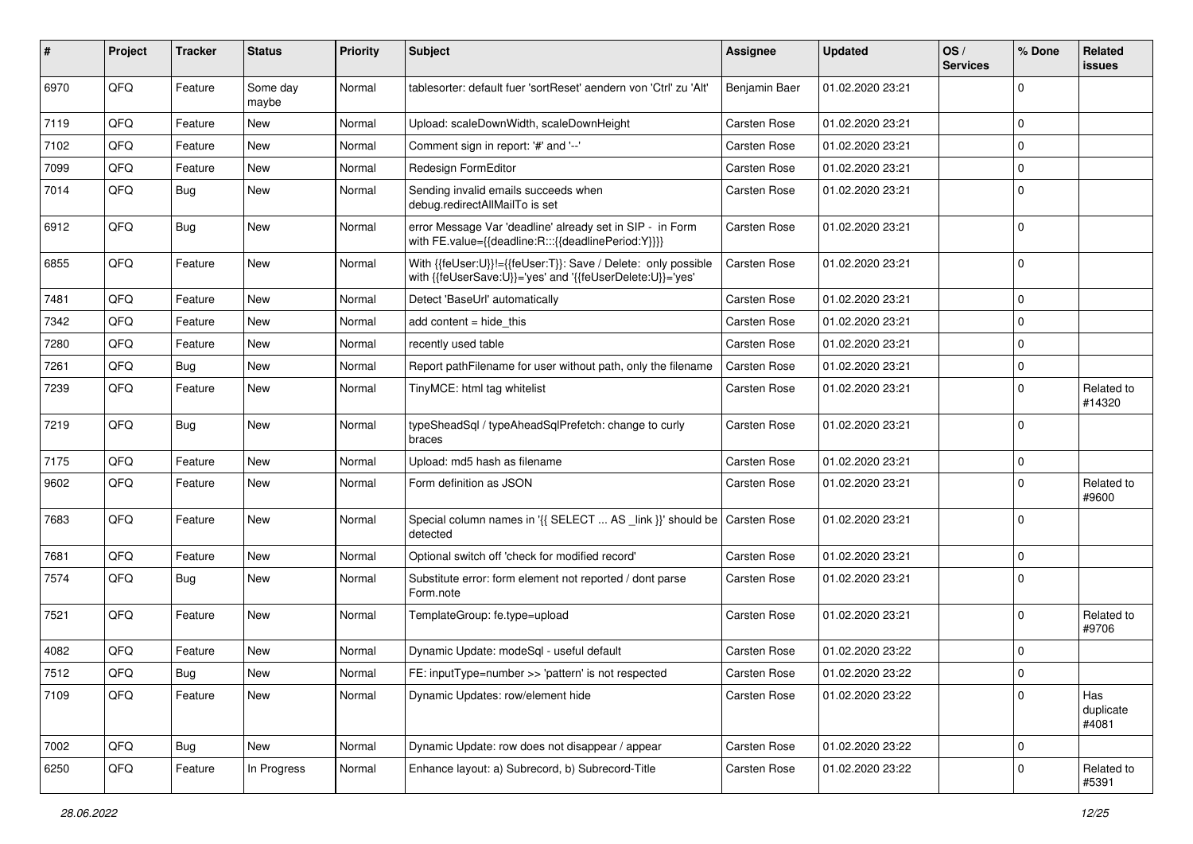| # | Project | Tracker | Status | Priority | Subject | Assignee | Updated | OS / Services | % Done | Related issues |
|---|---|---|---|---|---|---|---|---|---|---|
| 6970 | QFQ | Feature | Some day maybe | Normal | tablesorter: default fuer 'sortReset' aendern von 'Ctrl' zu 'Alt' | Benjamin Baer | 01.02.2020 23:21 | | 0 | |
| 7119 | QFQ | Feature | New | Normal | Upload: scaleDownWidth, scaleDownHeight | Carsten Rose | 01.02.2020 23:21 | | 0 | |
| 7102 | QFQ | Feature | New | Normal | Comment sign in report: '#' and '--' | Carsten Rose | 01.02.2020 23:21 | | 0 | |
| 7099 | QFQ | Feature | New | Normal | Redesign FormEditor | Carsten Rose | 01.02.2020 23:21 | | 0 | |
| 7014 | QFQ | Bug | New | Normal | Sending invalid emails succeeds when debug.redirectAllMailTo is set | Carsten Rose | 01.02.2020 23:21 | | 0 | |
| 6912 | QFQ | Bug | New | Normal | error Message Var 'deadline' already set in SIP - in Form with FE.value={{deadline:R:::{{deadlinePeriod:Y}}}} | Carsten Rose | 01.02.2020 23:21 | | 0 | |
| 6855 | QFQ | Feature | New | Normal | With {{feUser:U}}!={{feUser:T}}: Save / Delete: only possible with {{feUserSave:U}}='yes' and '{{feUserDelete:U}}='yes' | Carsten Rose | 01.02.2020 23:21 | | 0 | |
| 7481 | QFQ | Feature | New | Normal | Detect 'BaseUrl' automatically | Carsten Rose | 01.02.2020 23:21 | | 0 | |
| 7342 | QFQ | Feature | New | Normal | add content = hide_this | Carsten Rose | 01.02.2020 23:21 | | 0 | |
| 7280 | QFQ | Feature | New | Normal | recently used table | Carsten Rose | 01.02.2020 23:21 | | 0 | |
| 7261 | QFQ | Bug | New | Normal | Report pathFilename for user without path, only the filename | Carsten Rose | 01.02.2020 23:21 | | 0 | |
| 7239 | QFQ | Feature | New | Normal | TinyMCE: html tag whitelist | Carsten Rose | 01.02.2020 23:21 | | 0 | Related to #14320 |
| 7219 | QFQ | Bug | New | Normal | typeSheadSql / typeAheadSqlPrefetch: change to curly braces | Carsten Rose | 01.02.2020 23:21 | | 0 | |
| 7175 | QFQ | Feature | New | Normal | Upload: md5 hash as filename | Carsten Rose | 01.02.2020 23:21 | | 0 | |
| 9602 | QFQ | Feature | New | Normal | Form definition as JSON | Carsten Rose | 01.02.2020 23:21 | | 0 | Related to #9600 |
| 7683 | QFQ | Feature | New | Normal | Special column names in '{{ SELECT ... AS _link }}' should be detected | Carsten Rose | 01.02.2020 23:21 | | 0 | |
| 7681 | QFQ | Feature | New | Normal | Optional switch off 'check for modified record' | Carsten Rose | 01.02.2020 23:21 | | 0 | |
| 7574 | QFQ | Bug | New | Normal | Substitute error: form element not reported / dont parse Form.note | Carsten Rose | 01.02.2020 23:21 | | 0 | |
| 7521 | QFQ | Feature | New | Normal | TemplateGroup: fe.type=upload | Carsten Rose | 01.02.2020 23:21 | | 0 | Related to #9706 |
| 4082 | QFQ | Feature | New | Normal | Dynamic Update: modeSql - useful default | Carsten Rose | 01.02.2020 23:22 | | 0 | |
| 7512 | QFQ | Bug | New | Normal | FE: inputType=number >> 'pattern' is not respected | Carsten Rose | 01.02.2020 23:22 | | 0 | |
| 7109 | QFQ | Feature | New | Normal | Dynamic Updates: row/element hide | Carsten Rose | 01.02.2020 23:22 | | 0 | Has duplicate #4081 |
| 7002 | QFQ | Bug | New | Normal | Dynamic Update: row does not disappear / appear | Carsten Rose | 01.02.2020 23:22 | | 0 | |
| 6250 | QFQ | Feature | In Progress | Normal | Enhance layout: a) Subrecord, b) Subrecord-Title | Carsten Rose | 01.02.2020 23:22 | | 0 | Related to #5391 |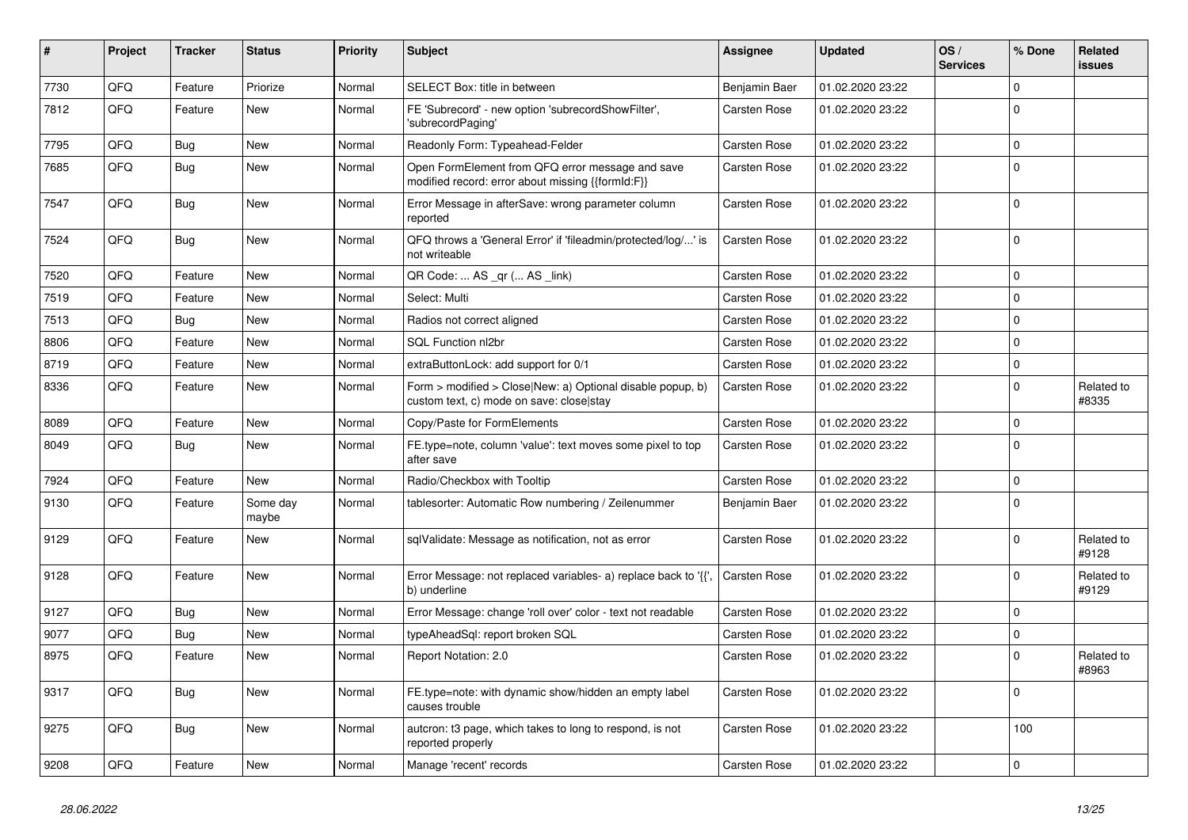| # | Project | Tracker | Status | Priority | Subject | Assignee | Updated | OS / Services | % Done | Related issues |
|---|---|---|---|---|---|---|---|---|---|---|
| 7730 | QFQ | Feature | Priorize | Normal | SELECT Box: title in between | Benjamin Baer | 01.02.2020 23:22 | | 0 | |
| 7812 | QFQ | Feature | New | Normal | FE 'Subecord' - new option 'subrecordShowFilter', 'subrecordPaging' | Carsten Rose | 01.02.2020 23:22 | | 0 | |
| 7795 | QFQ | Bug | New | Normal | Readonly Form: Typeahead-Felder | Carsten Rose | 01.02.2020 23:22 | | 0 | |
| 7685 | QFQ | Bug | New | Normal | Open FormElement from QFQ error message and save modified record: error about missing {{formId:F}} | Carsten Rose | 01.02.2020 23:22 | | 0 | |
| 7547 | QFQ | Bug | New | Normal | Error Message in afterSave: wrong parameter column reported | Carsten Rose | 01.02.2020 23:22 | | 0 | |
| 7524 | QFQ | Bug | New | Normal | QFQ throws a 'General Error' if 'fileadmin/protected/log/...' is not writeable | Carsten Rose | 01.02.2020 23:22 | | 0 | |
| 7520 | QFQ | Feature | New | Normal | QR Code: ... AS _qr (... AS _link) | Carsten Rose | 01.02.2020 23:22 | | 0 | |
| 7519 | QFQ | Feature | New | Normal | Select: Multi | Carsten Rose | 01.02.2020 23:22 | | 0 | |
| 7513 | QFQ | Bug | New | Normal | Radios not correct aligned | Carsten Rose | 01.02.2020 23:22 | | 0 | |
| 8806 | QFQ | Feature | New | Normal | SQL Function nl2br | Carsten Rose | 01.02.2020 23:22 | | 0 | |
| 8719 | QFQ | Feature | New | Normal | extraButtonLock: add support for 0/1 | Carsten Rose | 01.02.2020 23:22 | | 0 | |
| 8336 | QFQ | Feature | New | Normal | Form > modified > Close\|New: a) Optional disable popup, b) custom text, c) mode on save: close\|stay | Carsten Rose | 01.02.2020 23:22 | | 0 | Related to #8335 |
| 8089 | QFQ | Feature | New | Normal | Copy/Paste for FormElements | Carsten Rose | 01.02.2020 23:22 | | 0 | |
| 8049 | QFQ | Bug | New | Normal | FE.type=note, column 'value': text moves some pixel to top after save | Carsten Rose | 01.02.2020 23:22 | | 0 | |
| 7924 | QFQ | Feature | New | Normal | Radio/Checkbox with Tooltip | Carsten Rose | 01.02.2020 23:22 | | 0 | |
| 9130 | QFQ | Feature | Some day maybe | Normal | tablesorter: Automatic Row numbering / Zeilenummer | Benjamin Baer | 01.02.2020 23:22 | | 0 | |
| 9129 | QFQ | Feature | New | Normal | sqlValidate: Message as notification, not as error | Carsten Rose | 01.02.2020 23:22 | | 0 | Related to #9128 |
| 9128 | QFQ | Feature | New | Normal | Error Message: not replaced variables- a) replace back to '{{', b) underline | Carsten Rose | 01.02.2020 23:22 | | 0 | Related to #9129 |
| 9127 | QFQ | Bug | New | Normal | Error Message: change 'roll over' color - text not readable | Carsten Rose | 01.02.2020 23:22 | | 0 | |
| 9077 | QFQ | Bug | New | Normal | typeAheadSql: report broken SQL | Carsten Rose | 01.02.2020 23:22 | | 0 | |
| 8975 | QFQ | Feature | New | Normal | Report Notation: 2.0 | Carsten Rose | 01.02.2020 23:22 | | 0 | Related to #8963 |
| 9317 | QFQ | Bug | New | Normal | FE.type=note: with dynamic show/hidden an empty label causes trouble | Carsten Rose | 01.02.2020 23:22 | | 0 | |
| 9275 | QFQ | Bug | New | Normal | autcron: t3 page, which takes to long to respond, is not reported properly | Carsten Rose | 01.02.2020 23:22 | | 100 | |
| 9208 | QFQ | Feature | New | Normal | Manage 'recent' records | Carsten Rose | 01.02.2020 23:22 | | 0 | |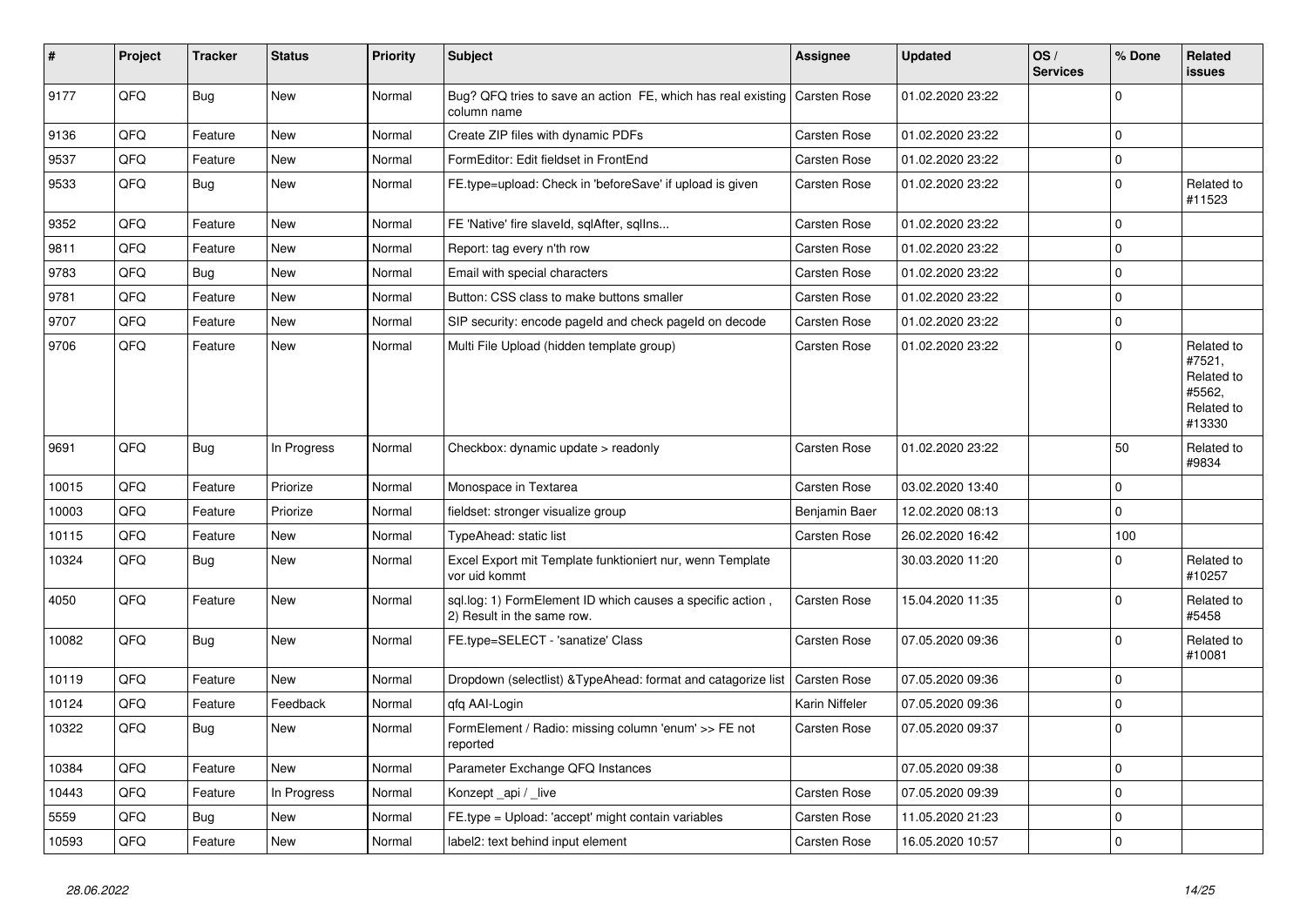| # | Project | Tracker | Status | Priority | Subject | Assignee | Updated | OS / Services | % Done | Related issues |
|---|---|---|---|---|---|---|---|---|---|---|
| 9177 | QFQ | Bug | New | Normal | Bug? QFQ tries to save an action FE, which has real existing column name | Carsten Rose | 01.02.2020 23:22 | | 0 | |
| 9136 | QFQ | Feature | New | Normal | Create ZIP files with dynamic PDFs | Carsten Rose | 01.02.2020 23:22 | | 0 | |
| 9537 | QFQ | Feature | New | Normal | FormEditor: Edit fieldset in FrontEnd | Carsten Rose | 01.02.2020 23:22 | | 0 | |
| 9533 | QFQ | Bug | New | Normal | FE.type=upload: Check in 'beforeSave' if upload is given | Carsten Rose | 01.02.2020 23:22 | | 0 | Related to #11523 |
| 9352 | QFQ | Feature | New | Normal | FE 'Native' fire slaveId, sqlAfter, sqlIns... | Carsten Rose | 01.02.2020 23:22 | | 0 | |
| 9811 | QFQ | Feature | New | Normal | Report: tag every n'th row | Carsten Rose | 01.02.2020 23:22 | | 0 | |
| 9783 | QFQ | Bug | New | Normal | Email with special characters | Carsten Rose | 01.02.2020 23:22 | | 0 | |
| 9781 | QFQ | Feature | New | Normal | Button: CSS class to make buttons smaller | Carsten Rose | 01.02.2020 23:22 | | 0 | |
| 9707 | QFQ | Feature | New | Normal | SIP security: encode pageId and check pageId on decode | Carsten Rose | 01.02.2020 23:22 | | 0 | |
| 9706 | QFQ | Feature | New | Normal | Multi File Upload (hidden template group) | Carsten Rose | 01.02.2020 23:22 | | 0 | Related to #7521, Related to #5562, Related to #13330 |
| 9691 | QFQ | Bug | In Progress | Normal | Checkbox: dynamic update > readonly | Carsten Rose | 01.02.2020 23:22 | | 50 | Related to #9834 |
| 10015 | QFQ | Feature | Priorize | Normal | Monospace in Textarea | Carsten Rose | 03.02.2020 13:40 | | 0 | |
| 10003 | QFQ | Feature | Priorize | Normal | fieldset: stronger visualize group | Benjamin Baer | 12.02.2020 08:13 | | 0 | |
| 10115 | QFQ | Feature | New | Normal | TypeAhead: static list | Carsten Rose | 26.02.2020 16:42 | | 100 | |
| 10324 | QFQ | Bug | New | Normal | Excel Export mit Template funktioniert nur, wenn Template vor uid kommt | | 30.03.2020 11:20 | | 0 | Related to #10257 |
| 4050 | QFQ | Feature | New | Normal | sql.log: 1) FormElement ID which causes a specific action , 2) Result in the same row. | Carsten Rose | 15.04.2020 11:35 | | 0 | Related to #5458 |
| 10082 | QFQ | Bug | New | Normal | FE.type=SELECT - 'sanatize' Class | Carsten Rose | 07.05.2020 09:36 | | 0 | Related to #10081 |
| 10119 | QFQ | Feature | New | Normal | Dropdown (selectlist) &TypeAhead: format and catagorize list | Carsten Rose | 07.05.2020 09:36 | | 0 | |
| 10124 | QFQ | Feature | Feedback | Normal | qfq AAI-Login | Karin Niffeler | 07.05.2020 09:36 | | 0 | |
| 10322 | QFQ | Bug | New | Normal | FormElement / Radio: missing column 'enum' >> FE not reported | Carsten Rose | 07.05.2020 09:37 | | 0 | |
| 10384 | QFQ | Feature | New | Normal | Parameter Exchange QFQ Instances | | 07.05.2020 09:38 | | 0 | |
| 10443 | QFQ | Feature | In Progress | Normal | Konzept _api / _live | Carsten Rose | 07.05.2020 09:39 | | 0 | |
| 5559 | QFQ | Bug | New | Normal | FE.type = Upload: 'accept' might contain variables | Carsten Rose | 11.05.2020 21:23 | | 0 | |
| 10593 | QFQ | Feature | New | Normal | label2: text behind input element | Carsten Rose | 16.05.2020 10:57 | | 0 | |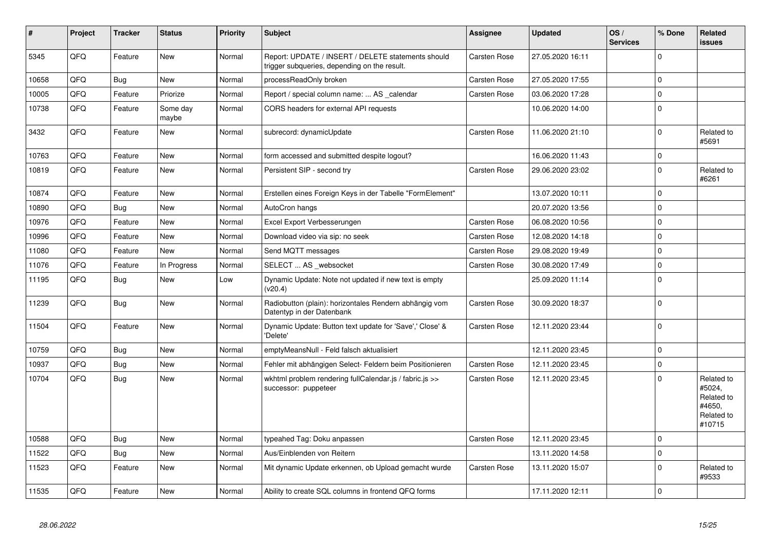| # | Project | Tracker | Status | Priority | Subject | Assignee | Updated | OS / Services | % Done | Related issues |
|---|---|---|---|---|---|---|---|---|---|---|
| 5345 | QFQ | Feature | New | Normal | Report: UPDATE / INSERT / DELETE statements should trigger subqueries, depending on the result. | Carsten Rose | 27.05.2020 16:11 | | 0 | |
| 10658 | QFQ | Bug | New | Normal | processReadOnly broken | Carsten Rose | 27.05.2020 17:55 | | 0 | |
| 10005 | QFQ | Feature | Priorize | Normal | Report / special column name: ... AS _calendar | Carsten Rose | 03.06.2020 17:28 | | 0 | |
| 10738 | QFQ | Feature | Some day maybe | Normal | CORS headers for external API requests | | 10.06.2020 14:00 | | 0 | |
| 3432 | QFQ | Feature | New | Normal | subrecord: dynamicUpdate | Carsten Rose | 11.06.2020 21:10 | | 0 | Related to #5691 |
| 10763 | QFQ | Feature | New | Normal | form accessed and submitted despite logout? | | 16.06.2020 11:43 | | 0 | |
| 10819 | QFQ | Feature | New | Normal | Persistent SIP - second try | Carsten Rose | 29.06.2020 23:02 | | 0 | Related to #6261 |
| 10874 | QFQ | Feature | New | Normal | Erstellen eines Foreign Keys in der Tabelle "FormElement" | | 13.07.2020 10:11 | | 0 | |
| 10890 | QFQ | Bug | New | Normal | AutoCron hangs | | 20.07.2020 13:56 | | 0 | |
| 10976 | QFQ | Feature | New | Normal | Excel Export Verbesserungen | Carsten Rose | 06.08.2020 10:56 | | 0 | |
| 10996 | QFQ | Feature | New | Normal | Download video via sip: no seek | Carsten Rose | 12.08.2020 14:18 | | 0 | |
| 11080 | QFQ | Feature | New | Normal | Send MQTT messages | Carsten Rose | 29.08.2020 19:49 | | 0 | |
| 11076 | QFQ | Feature | In Progress | Normal | SELECT ... AS _websocket | Carsten Rose | 30.08.2020 17:49 | | 0 | |
| 11195 | QFQ | Bug | New | Low | Dynamic Update: Note not updated if new text is empty (v20.4) | | 25.09.2020 11:14 | | 0 | |
| 11239 | QFQ | Bug | New | Normal | Radiobutton (plain): horizontales Rendern abhängig vom Datentyp in der Datenbank | Carsten Rose | 30.09.2020 18:37 | | 0 | |
| 11504 | QFQ | Feature | New | Normal | Dynamic Update: Button text update for 'Save',' Close' & 'Delete' | Carsten Rose | 12.11.2020 23:44 | | 0 | |
| 10759 | QFQ | Bug | New | Normal | emptyMeansNull - Feld falsch aktualisiert | | 12.11.2020 23:45 | | 0 | |
| 10937 | QFQ | Bug | New | Normal | Fehler mit abhängigen Select- Feldern beim Positionieren | Carsten Rose | 12.11.2020 23:45 | | 0 | |
| 10704 | QFQ | Bug | New | Normal | wkhtml problem rendering fullCalendar.js / fabric.js >> successor: puppeteer | Carsten Rose | 12.11.2020 23:45 | | 0 | Related to #5024, Related to #4650, Related to #10715 |
| 10588 | QFQ | Bug | New | Normal | typeahed Tag: Doku anpassen | Carsten Rose | 12.11.2020 23:45 | | 0 | |
| 11522 | QFQ | Bug | New | Normal | Aus/Einblenden von Reitern | | 13.11.2020 14:58 | | 0 | |
| 11523 | QFQ | Feature | New | Normal | Mit dynamic Update erkennen, ob Upload gemacht wurde | Carsten Rose | 13.11.2020 15:07 | | 0 | Related to #9533 |
| 11535 | QFQ | Feature | New | Normal | Ability to create SQL columns in frontend QFQ forms | | 17.11.2020 12:11 | | 0 | |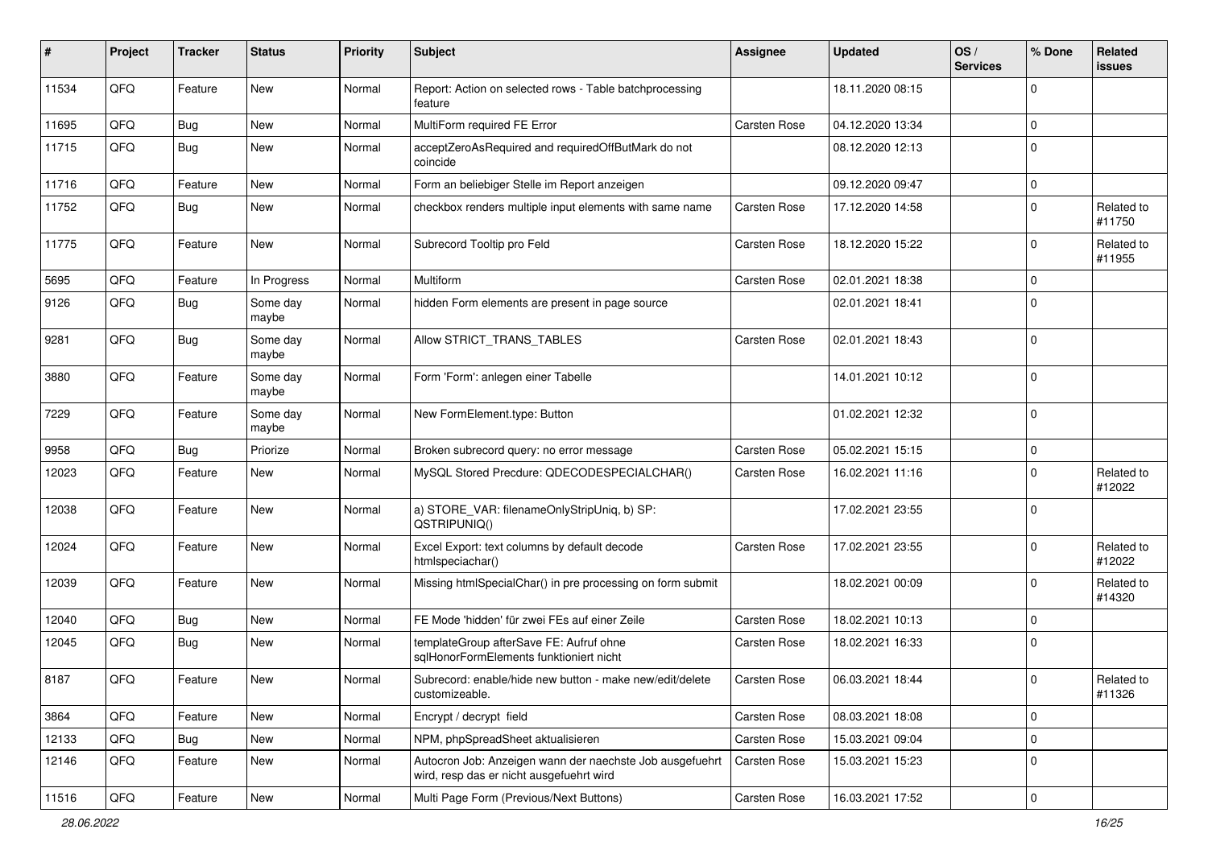| # | Project | Tracker | Status | Priority | Subject | Assignee | Updated | OS / Services | % Done | Related issues |
|---|---|---|---|---|---|---|---|---|---|---|
| 11534 | QFQ | Feature | New | Normal | Report: Action on selected rows - Table batchprocessing feature | | 18.11.2020 08:15 | | 0 | |
| 11695 | QFQ | Bug | New | Normal | MultiForm required FE Error | Carsten Rose | 04.12.2020 13:34 | | 0 | |
| 11715 | QFQ | Bug | New | Normal | acceptZeroAsRequired and requiredOffButMark do not coincide | | 08.12.2020 12:13 | | 0 | |
| 11716 | QFQ | Feature | New | Normal | Form an beliebiger Stelle im Report anzeigen | | 09.12.2020 09:47 | | 0 | |
| 11752 | QFQ | Bug | New | Normal | checkbox renders multiple input elements with same name | Carsten Rose | 17.12.2020 14:58 | | 0 | Related to #11750 |
| 11775 | QFQ | Feature | New | Normal | Subrecord Tooltip pro Feld | Carsten Rose | 18.12.2020 15:22 | | 0 | Related to #11955 |
| 5695 | QFQ | Feature | In Progress | Normal | Multiform | Carsten Rose | 02.01.2021 18:38 | | 0 | |
| 9126 | QFQ | Bug | Some day maybe | Normal | hidden Form elements are present in page source | | 02.01.2021 18:41 | | 0 | |
| 9281 | QFQ | Bug | Some day maybe | Normal | Allow STRICT_TRANS_TABLES | Carsten Rose | 02.01.2021 18:43 | | 0 | |
| 3880 | QFQ | Feature | Some day maybe | Normal | Form 'Form': anlegen einer Tabelle | | 14.01.2021 10:12 | | 0 | |
| 7229 | QFQ | Feature | Some day maybe | Normal | New FormElement.type: Button | | 01.02.2021 12:32 | | 0 | |
| 9958 | QFQ | Bug | Priorize | Normal | Broken subrecord query: no error message | Carsten Rose | 05.02.2021 15:15 | | 0 | |
| 12023 | QFQ | Feature | New | Normal | MySQL Stored Precdure: QDECODESPECIALCHAR() | Carsten Rose | 16.02.2021 11:16 | | 0 | Related to #12022 |
| 12038 | QFQ | Feature | New | Normal | a) STORE_VAR: filenameOnlyStripUniq, b) SP: QSTRIPUNIQ() | | 17.02.2021 23:55 | | 0 | |
| 12024 | QFQ | Feature | New | Normal | Excel Export: text columns by default decode htmlspeciachar() | Carsten Rose | 17.02.2021 23:55 | | 0 | Related to #12022 |
| 12039 | QFQ | Feature | New | Normal | Missing htmlSpecialChar() in pre processing on form submit | | 18.02.2021 00:09 | | 0 | Related to #14320 |
| 12040 | QFQ | Bug | New | Normal | FE Mode 'hidden' für zwei FEs auf einer Zeile | Carsten Rose | 18.02.2021 10:13 | | 0 | |
| 12045 | QFQ | Bug | New | Normal | templateGroup afterSave FE: Aufruf ohne sqlHonorFormElements funktioniert nicht | Carsten Rose | 18.02.2021 16:33 | | 0 | |
| 8187 | QFQ | Feature | New | Normal | Subrecord: enable/hide new button - make new/edit/delete customizeable. | Carsten Rose | 06.03.2021 18:44 | | 0 | Related to #11326 |
| 3864 | QFQ | Feature | New | Normal | Encrypt / decrypt field | Carsten Rose | 08.03.2021 18:08 | | 0 | |
| 12133 | QFQ | Bug | New | Normal | NPM, phpSpreadSheet aktualisieren | Carsten Rose | 15.03.2021 09:04 | | 0 | |
| 12146 | QFQ | Feature | New | Normal | Autocron Job: Anzeigen wann der naechste Job ausgefuehrt wird, resp das er nicht ausgefuehrt wird | Carsten Rose | 15.03.2021 15:23 | | 0 | |
| 11516 | QFQ | Feature | New | Normal | Multi Page Form (Previous/Next Buttons) | Carsten Rose | 16.03.2021 17:52 | | 0 | |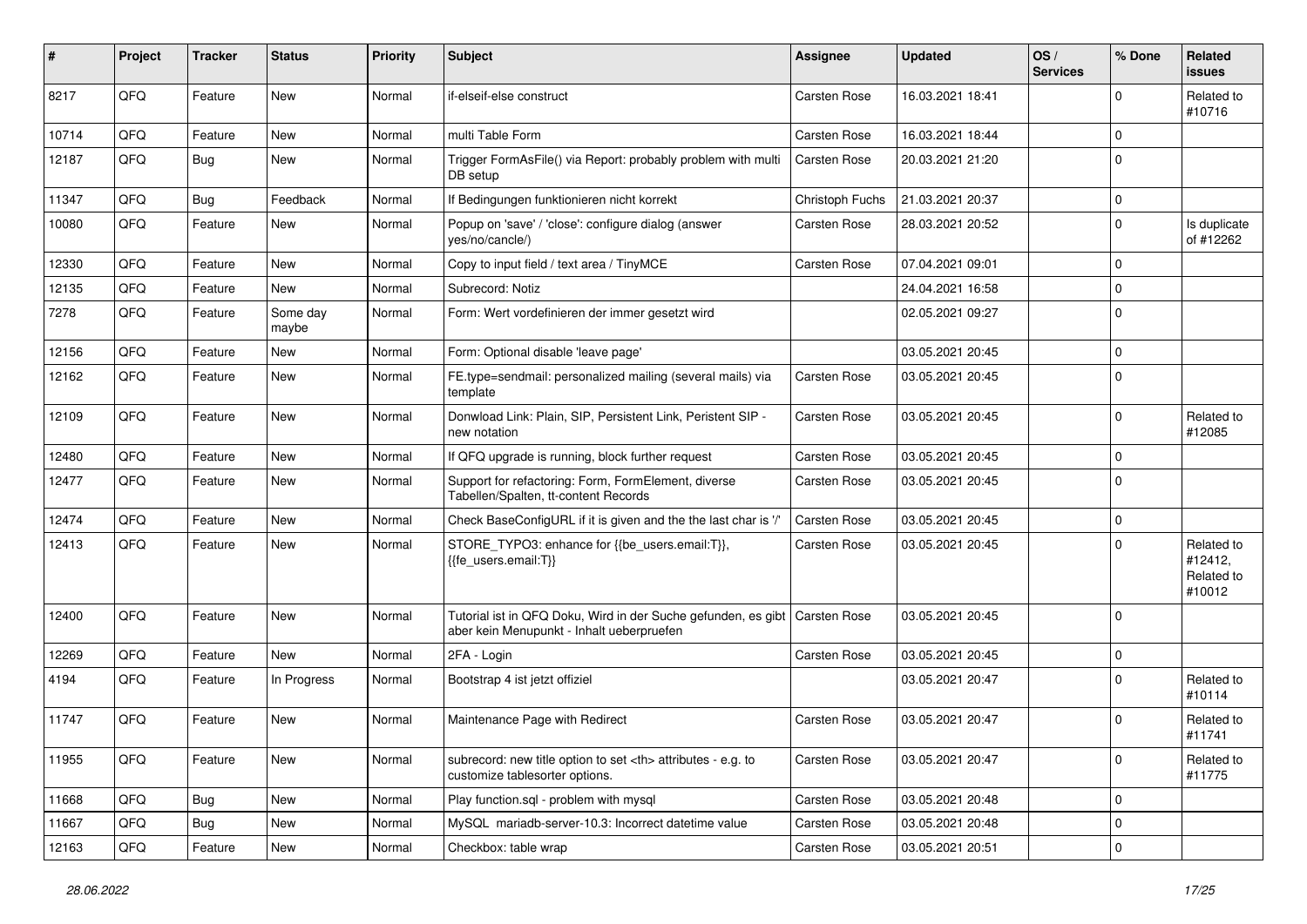| # | Project | Tracker | Status | Priority | Subject | Assignee | Updated | OS / Services | % Done | Related issues |
|---|---|---|---|---|---|---|---|---|---|---|
| 8217 | QFQ | Feature | New | Normal | if-elseif-else construct | Carsten Rose | 16.03.2021 18:41 | | 0 | Related to #10716 |
| 10714 | QFQ | Feature | New | Normal | multi Table Form | Carsten Rose | 16.03.2021 18:44 | | 0 | |
| 12187 | QFQ | Bug | New | Normal | Trigger FormAsFile() via Report: probably problem with multi DB setup | Carsten Rose | 20.03.2021 21:20 | | 0 | |
| 11347 | QFQ | Bug | Feedback | Normal | If Bedingungen funktionieren nicht korrekt | Christoph Fuchs | 21.03.2021 20:37 | | 0 | |
| 10080 | QFQ | Feature | New | Normal | Popup on 'save' / 'close': configure dialog (answer yes/no/cancle/) | Carsten Rose | 28.03.2021 20:52 | | 0 | Is duplicate of #12262 |
| 12330 | QFQ | Feature | New | Normal | Copy to input field / text area / TinyMCE | Carsten Rose | 07.04.2021 09:01 | | 0 | |
| 12135 | QFQ | Feature | New | Normal | Subrecord: Notiz | | 24.04.2021 16:58 | | 0 | |
| 7278 | QFQ | Feature | Some day maybe | Normal | Form: Wert vordefinieren der immer gesetzt wird | | 02.05.2021 09:27 | | 0 | |
| 12156 | QFQ | Feature | New | Normal | Form: Optional disable 'leave page' | | 03.05.2021 20:45 | | 0 | |
| 12162 | QFQ | Feature | New | Normal | FE.type=sendmail: personalized mailing (several mails) via template | Carsten Rose | 03.05.2021 20:45 | | 0 | |
| 12109 | QFQ | Feature | New | Normal | Donwload Link: Plain, SIP, Persistent Link, Peristent SIP - new notation | Carsten Rose | 03.05.2021 20:45 | | 0 | Related to #12085 |
| 12480 | QFQ | Feature | New | Normal | If QFQ upgrade is running, block further request | Carsten Rose | 03.05.2021 20:45 | | 0 | |
| 12477 | QFQ | Feature | New | Normal | Support for refactoring: Form, FormElement, diverse Tabellen/Spalten, tt-content Records | Carsten Rose | 03.05.2021 20:45 | | 0 | |
| 12474 | QFQ | Feature | New | Normal | Check BaseConfigURL if it is given and the the last char is '/' | Carsten Rose | 03.05.2021 20:45 | | 0 | |
| 12413 | QFQ | Feature | New | Normal | STORE_TYPO3: enhance for {{be_users.email:T}}, {{fe_users.email:T}} | Carsten Rose | 03.05.2021 20:45 | | 0 | Related to #12412, Related to #10012 |
| 12400 | QFQ | Feature | New | Normal | Tutorial ist in QFQ Doku, Wird in der Suche gefunden, es gibt aber kein Menupunkt - Inhalt ueberpruefen | Carsten Rose | 03.05.2021 20:45 | | 0 | |
| 12269 | QFQ | Feature | New | Normal | 2FA - Login | Carsten Rose | 03.05.2021 20:45 | | 0 | |
| 4194 | QFQ | Feature | In Progress | Normal | Bootstrap 4 ist jetzt offiziel | | 03.05.2021 20:47 | | 0 | Related to #10114 |
| 11747 | QFQ | Feature | New | Normal | Maintenance Page with Redirect | Carsten Rose | 03.05.2021 20:47 | | 0 | Related to #11741 |
| 11955 | QFQ | Feature | New | Normal | subrecord: new title option to set <th> attributes - e.g. to customize tablesorter options. | Carsten Rose | 03.05.2021 20:47 | | 0 | Related to #11775 |
| 11668 | QFQ | Bug | New | Normal | Play function.sql - problem with mysql | Carsten Rose | 03.05.2021 20:48 | | 0 | |
| 11667 | QFQ | Bug | New | Normal | MySQL mariadb-server-10.3: Incorrect datetime value | Carsten Rose | 03.05.2021 20:48 | | 0 | |
| 12163 | QFQ | Feature | New | Normal | Checkbox: table wrap | Carsten Rose | 03.05.2021 20:51 | | 0 | |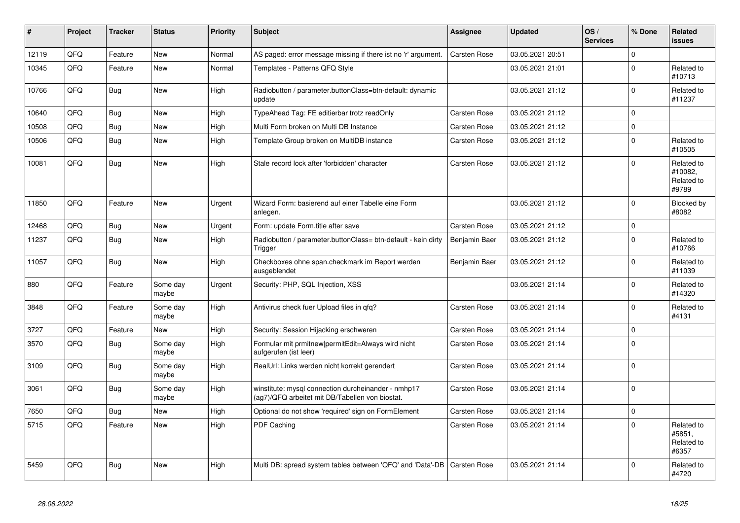| # | Project | Tracker | Status | Priority | Subject | Assignee | Updated | OS / Services | % Done | Related issues |
|---|---|---|---|---|---|---|---|---|---|---|
| 12119 | QFQ | Feature | New | Normal | AS paged: error message missing if there ist no 'r' argument. | Carsten Rose | 03.05.2021 20:51 | | 0 | |
| 10345 | QFQ | Feature | New | Normal | Templates - Patterns QFQ Style | | 03.05.2021 21:01 | | 0 | Related to #10713 |
| 10766 | QFQ | Bug | New | High | Radiobutton / parameter.buttonClass=btn-default: dynamic update | | 03.05.2021 21:12 | | 0 | Related to #11237 |
| 10640 | QFQ | Bug | New | High | TypeAhead Tag: FE editierbar trotz readOnly | Carsten Rose | 03.05.2021 21:12 | | 0 | |
| 10508 | QFQ | Bug | New | High | Multi Form broken on Multi DB Instance | Carsten Rose | 03.05.2021 21:12 | | 0 | |
| 10506 | QFQ | Bug | New | High | Template Group broken on MultiDB instance | Carsten Rose | 03.05.2021 21:12 | | 0 | Related to #10505 |
| 10081 | QFQ | Bug | New | High | Stale record lock after 'forbidden' character | Carsten Rose | 03.05.2021 21:12 | | 0 | Related to #10082, Related to #9789 |
| 11850 | QFQ | Feature | New | Urgent | Wizard Form: basierend auf einer Tabelle eine Form anlegen. | | 03.05.2021 21:12 | | 0 | Blocked by #8082 |
| 12468 | QFQ | Bug | New | Urgent | Form: update Form.title after save | Carsten Rose | 03.05.2021 21:12 | | 0 | |
| 11237 | QFQ | Bug | New | High | Radiobutton / parameter.buttonClass= btn-default - kein dirty Trigger | Benjamin Baer | 03.05.2021 21:12 | | 0 | Related to #10766 |
| 11057 | QFQ | Bug | New | High | Checkboxes ohne span.checkmark im Report werden ausgeblendet | Benjamin Baer | 03.05.2021 21:12 | | 0 | Related to #11039 |
| 880 | QFQ | Feature | Some day maybe | Urgent | Security: PHP, SQL Injection, XSS | | 03.05.2021 21:14 | | 0 | Related to #14320 |
| 3848 | QFQ | Feature | Some day maybe | High | Antivirus check fuer Upload files in qfq? | Carsten Rose | 03.05.2021 21:14 | | 0 | Related to #4131 |
| 3727 | QFQ | Feature | New | High | Security: Session Hijacking erschweren | Carsten Rose | 03.05.2021 21:14 | | 0 | |
| 3570 | QFQ | Bug | Some day maybe | High | Formular mit prmitnew\|permitEdit=Always wird nicht aufgerufen (ist leer) | Carsten Rose | 03.05.2021 21:14 | | 0 | |
| 3109 | QFQ | Bug | Some day maybe | High | RealUrl: Links werden nicht korrekt gerendert | Carsten Rose | 03.05.2021 21:14 | | 0 | |
| 3061 | QFQ | Bug | Some day maybe | High | winstitute: mysql connection durcheinander - nmhp17 (ag7)/QFQ arbeitet mit DB/Tabellen von biostat. | Carsten Rose | 03.05.2021 21:14 | | 0 | |
| 7650 | QFQ | Bug | New | High | Optional do not show 'required' sign on FormElement | Carsten Rose | 03.05.2021 21:14 | | 0 | |
| 5715 | QFQ | Feature | New | High | PDF Caching | Carsten Rose | 03.05.2021 21:14 | | 0 | Related to #5851, Related to #6357 |
| 5459 | QFQ | Bug | New | High | Multi DB: spread system tables between 'QFQ' and 'Data'-DB | Carsten Rose | 03.05.2021 21:14 | | 0 | Related to #4720 |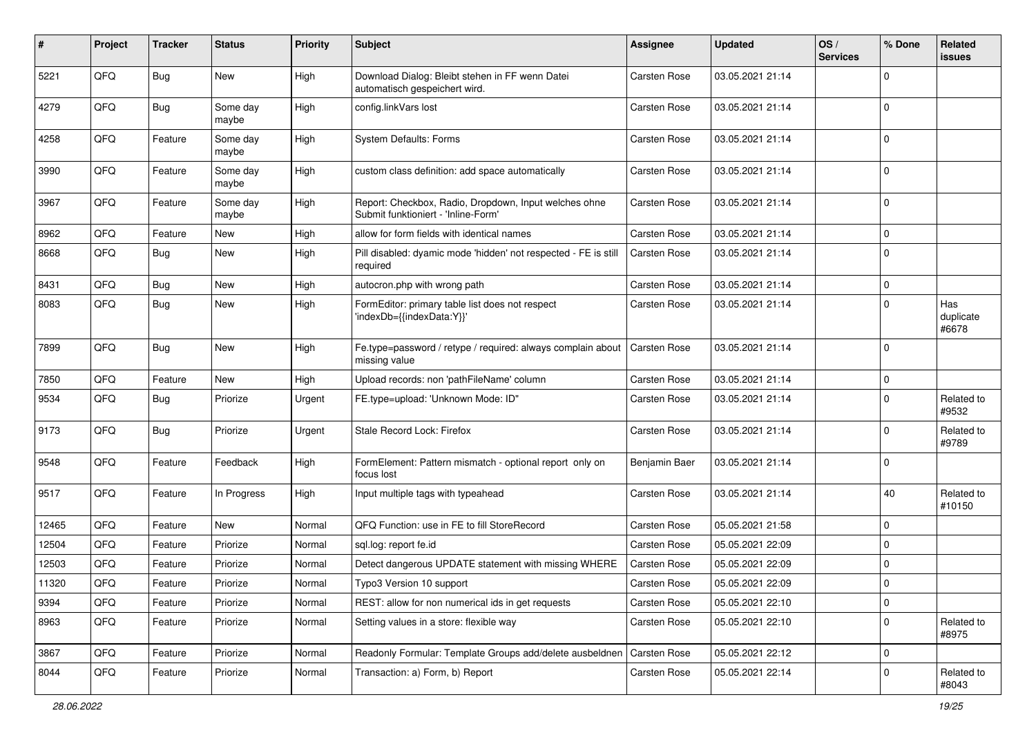| # | Project | Tracker | Status | Priority | Subject | Assignee | Updated | OS / Services | % Done | Related issues |
|---|---|---|---|---|---|---|---|---|---|---|
| 5221 | QFQ | Bug | New | High | Download Dialog: Bleibt stehen in FF wenn Datei automatisch gespeichert wird. | Carsten Rose | 03.05.2021 21:14 | | 0 | |
| 4279 | QFQ | Bug | Some day maybe | High | config.linkVars lost | Carsten Rose | 03.05.2021 21:14 | | 0 | |
| 4258 | QFQ | Feature | Some day maybe | High | System Defaults: Forms | Carsten Rose | 03.05.2021 21:14 | | 0 | |
| 3990 | QFQ | Feature | Some day maybe | High | custom class definition: add space automatically | Carsten Rose | 03.05.2021 21:14 | | 0 | |
| 3967 | QFQ | Feature | Some day maybe | High | Report: Checkbox, Radio, Dropdown, Input welches ohne Submit funktioniert - 'Inline-Form' | Carsten Rose | 03.05.2021 21:14 | | 0 | |
| 8962 | QFQ | Feature | New | High | allow for form fields with identical names | Carsten Rose | 03.05.2021 21:14 | | 0 | |
| 8668 | QFQ | Bug | New | High | Pill disabled: dyamic mode 'hidden' not respected - FE is still required | Carsten Rose | 03.05.2021 21:14 | | 0 | |
| 8431 | QFQ | Bug | New | High | autocron.php with wrong path | Carsten Rose | 03.05.2021 21:14 | | 0 | |
| 8083 | QFQ | Bug | New | High | FormEditor: primary table list does not respect 'indexDb={{indexData:Y}}' | Carsten Rose | 03.05.2021 21:14 | | 0 | Has duplicate #6678 |
| 7899 | QFQ | Bug | New | High | Fe.type=password / retype / required: always complain about missing value | Carsten Rose | 03.05.2021 21:14 | | 0 | |
| 7850 | QFQ | Feature | New | High | Upload records: non 'pathFileName' column | Carsten Rose | 03.05.2021 21:14 | | 0 | |
| 9534 | QFQ | Bug | Priorize | Urgent | FE.type=upload: 'Unknown Mode: ID" | Carsten Rose | 03.05.2021 21:14 | | 0 | Related to #9532 |
| 9173 | QFQ | Bug | Priorize | Urgent | Stale Record Lock: Firefox | Carsten Rose | 03.05.2021 21:14 | | 0 | Related to #9789 |
| 9548 | QFQ | Feature | Feedback | High | FormElement: Pattern mismatch - optional report only on focus lost | Benjamin Baer | 03.05.2021 21:14 | | 0 | |
| 9517 | QFQ | Feature | In Progress | High | Input multiple tags with typeahead | Carsten Rose | 03.05.2021 21:14 | | 40 | Related to #10150 |
| 12465 | QFQ | Feature | New | Normal | QFQ Function: use in FE to fill StoreRecord | Carsten Rose | 05.05.2021 21:58 | | 0 | |
| 12504 | QFQ | Feature | Priorize | Normal | sql.log: report fe.id | Carsten Rose | 05.05.2021 22:09 | | 0 | |
| 12503 | QFQ | Feature | Priorize | Normal | Detect dangerous UPDATE statement with missing WHERE | Carsten Rose | 05.05.2021 22:09 | | 0 | |
| 11320 | QFQ | Feature | Priorize | Normal | Typo3 Version 10 support | Carsten Rose | 05.05.2021 22:09 | | 0 | |
| 9394 | QFQ | Feature | Priorize | Normal | REST: allow for non numerical ids in get requests | Carsten Rose | 05.05.2021 22:10 | | 0 | |
| 8963 | QFQ | Feature | Priorize | Normal | Setting values in a store: flexible way | Carsten Rose | 05.05.2021 22:10 | | 0 | Related to #8975 |
| 3867 | QFQ | Feature | Priorize | Normal | Readonly Formular: Template Groups add/delete ausbeldnen | Carsten Rose | 05.05.2021 22:12 | | 0 | |
| 8044 | QFQ | Feature | Priorize | Normal | Transaction: a) Form, b) Report | Carsten Rose | 05.05.2021 22:14 | | 0 | Related to #8043 |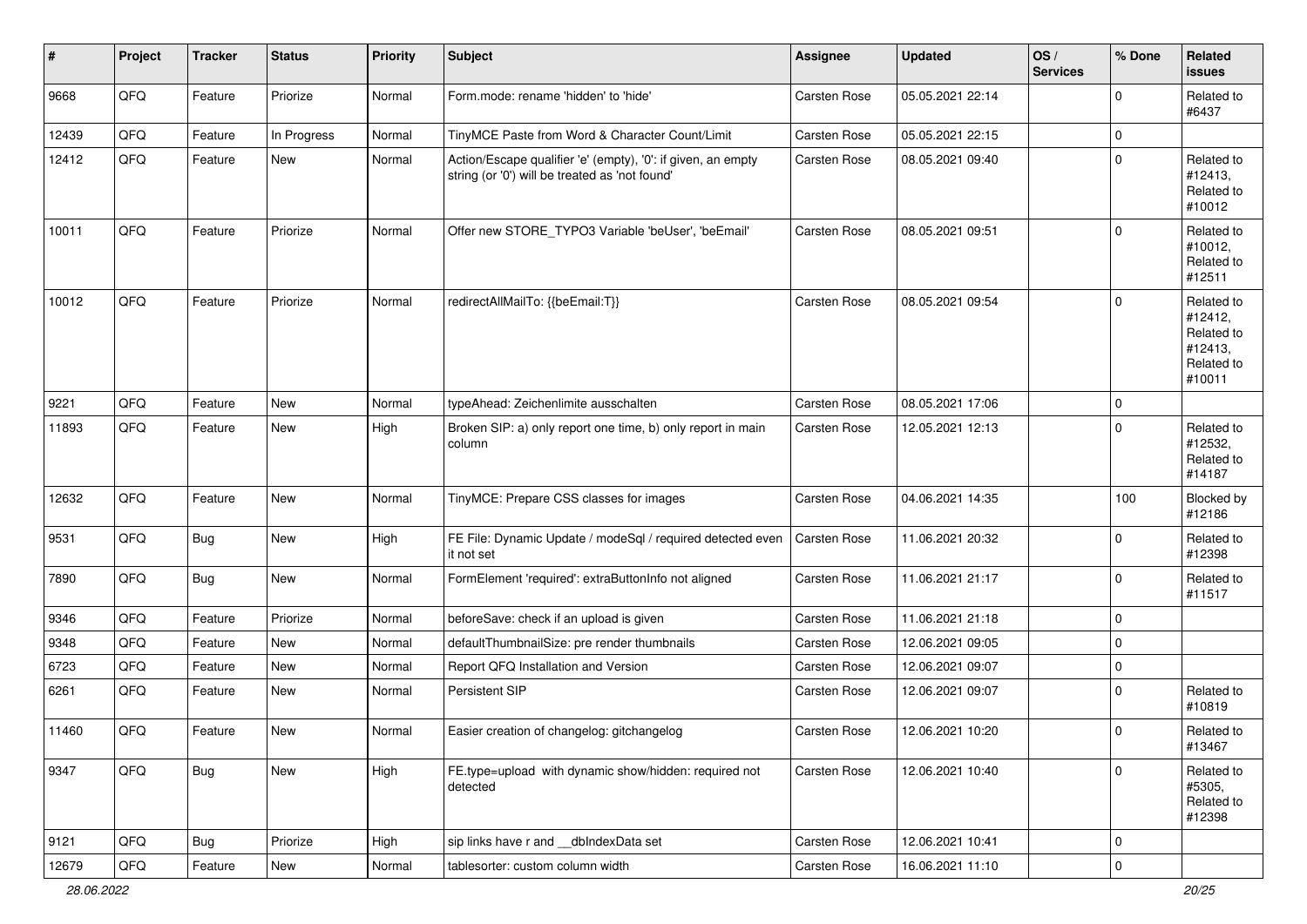| # | Project | Tracker | Status | Priority | Subject | Assignee | Updated | OS / Services | % Done | Related issues |
|---|---|---|---|---|---|---|---|---|---|---|
| 9668 | QFQ | Feature | Priorize | Normal | Form.mode: rename 'hidden' to 'hide' | Carsten Rose | 05.05.2021 22:14 | | 0 | Related to #6437 |
| 12439 | QFQ | Feature | In Progress | Normal | TinyMCE Paste from Word & Character Count/Limit | Carsten Rose | 05.05.2021 22:15 | | 0 | |
| 12412 | QFQ | Feature | New | Normal | Action/Escape qualifier 'e' (empty), '0': if given, an empty string (or '0') will be treated as 'not found' | Carsten Rose | 08.05.2021 09:40 | | 0 | Related to #12413, Related to #10012 |
| 10011 | QFQ | Feature | Priorize | Normal | Offer new STORE_TYPO3 Variable 'beUser', 'beEmail' | Carsten Rose | 08.05.2021 09:51 | | 0 | Related to #10012, Related to #12511 |
| 10012 | QFQ | Feature | Priorize | Normal | redirectAllMailTo: {{beEmail:T}} | Carsten Rose | 08.05.2021 09:54 | | 0 | Related to #12412, Related to #12413, Related to #10011 |
| 9221 | QFQ | Feature | New | Normal | typeAhead: Zeichenlimite ausschalten | Carsten Rose | 08.05.2021 17:06 | | 0 | |
| 11893 | QFQ | Feature | New | High | Broken SIP: a) only report one time, b) only report in main column | Carsten Rose | 12.05.2021 12:13 | | 0 | Related to #12532, Related to #14187 |
| 12632 | QFQ | Feature | New | Normal | TinyMCE: Prepare CSS classes for images | Carsten Rose | 04.06.2021 14:35 | | 100 | Blocked by #12186 |
| 9531 | QFQ | Bug | New | High | FE File: Dynamic Update / modeSql / required detected even it not set | Carsten Rose | 11.06.2021 20:32 | | 0 | Related to #12398 |
| 7890 | QFQ | Bug | New | Normal | FormElement 'required': extraButtonInfo not aligned | Carsten Rose | 11.06.2021 21:17 | | 0 | Related to #11517 |
| 9346 | QFQ | Feature | Priorize | Normal | beforeSave: check if an upload is given | Carsten Rose | 11.06.2021 21:18 | | 0 | |
| 9348 | QFQ | Feature | New | Normal | defaultThumbnailSize: pre render thumbnails | Carsten Rose | 12.06.2021 09:05 | | 0 | |
| 6723 | QFQ | Feature | New | Normal | Report QFQ Installation and Version | Carsten Rose | 12.06.2021 09:07 | | 0 | |
| 6261 | QFQ | Feature | New | Normal | Persistent SIP | Carsten Rose | 12.06.2021 09:07 | | 0 | Related to #10819 |
| 11460 | QFQ | Feature | New | Normal | Easier creation of changelog: gitchangelog | Carsten Rose | 12.06.2021 10:20 | | 0 | Related to #13467 |
| 9347 | QFQ | Bug | New | High | FE.type=upload with dynamic show/hidden: required not detected | Carsten Rose | 12.06.2021 10:40 | | 0 | Related to #5305, Related to #12398 |
| 9121 | QFQ | Bug | Priorize | High | sip links have r and __dbIndexData set | Carsten Rose | 12.06.2021 10:41 | | 0 | |
| 12679 | QFQ | Feature | New | Normal | tablesorter: custom column width | Carsten Rose | 16.06.2021 11:10 | | 0 | |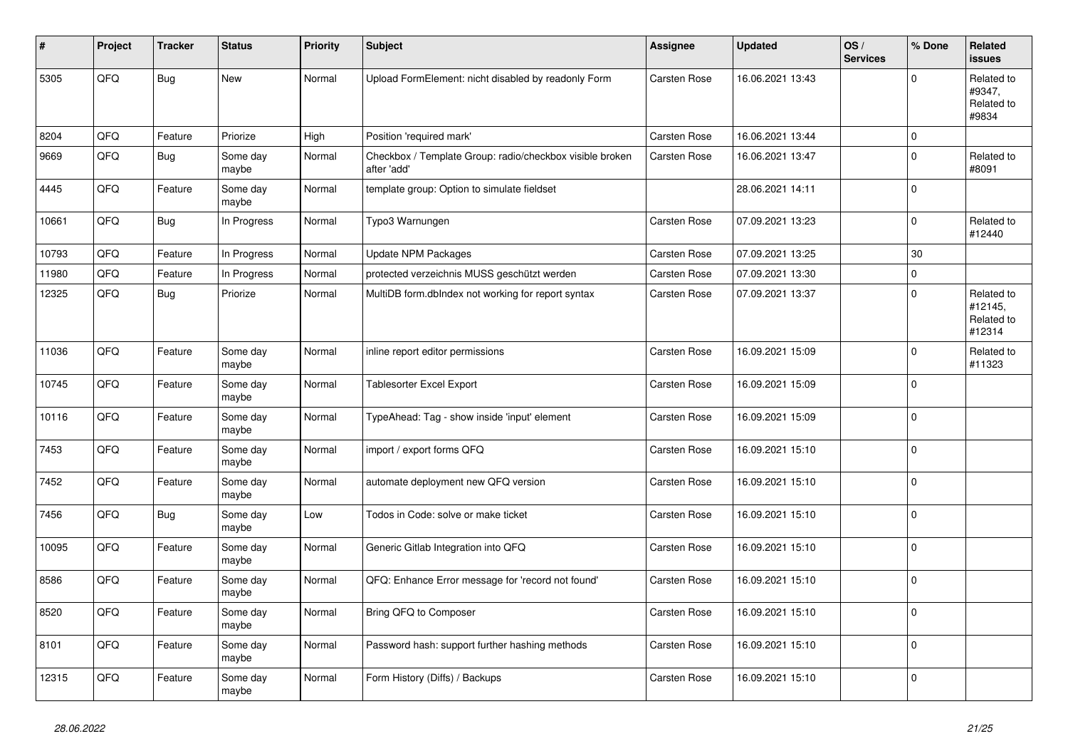| # | Project | Tracker | Status | Priority | Subject | Assignee | Updated | OS / Services | % Done | Related issues |
|---|---|---|---|---|---|---|---|---|---|---|
| 5305 | QFQ | Bug | New | Normal | Upload FormElement: nicht disabled by readonly Form | Carsten Rose | 16.06.2021 13:43 | | 0 | Related to #9347, Related to #9834 |
| 8204 | QFQ | Feature | Priorize | High | Position 'required mark' | Carsten Rose | 16.06.2021 13:44 | | 0 | |
| 9669 | QFQ | Bug | Some day maybe | Normal | Checkbox / Template Group: radio/checkbox visible broken after 'add' | Carsten Rose | 16.06.2021 13:47 | | 0 | Related to #8091 |
| 4445 | QFQ | Feature | Some day maybe | Normal | template group: Option to simulate fieldset | | 28.06.2021 14:11 | | 0 | |
| 10661 | QFQ | Bug | In Progress | Normal | Typo3 Warnungen | Carsten Rose | 07.09.2021 13:23 | | 0 | Related to #12440 |
| 10793 | QFQ | Feature | In Progress | Normal | Update NPM Packages | Carsten Rose | 07.09.2021 13:25 | | 30 | |
| 11980 | QFQ | Feature | In Progress | Normal | protected verzeichnis MUSS geschützt werden | Carsten Rose | 07.09.2021 13:30 | | 0 | |
| 12325 | QFQ | Bug | Priorize | Normal | MultiDB form.dbIndex not working for report syntax | Carsten Rose | 07.09.2021 13:37 | | 0 | Related to #12145, Related to #12314 |
| 11036 | QFQ | Feature | Some day maybe | Normal | inline report editor permissions | Carsten Rose | 16.09.2021 15:09 | | 0 | Related to #11323 |
| 10745 | QFQ | Feature | Some day maybe | Normal | Tablesorter Excel Export | Carsten Rose | 16.09.2021 15:09 | | 0 | |
| 10116 | QFQ | Feature | Some day maybe | Normal | TypeAhead: Tag - show inside 'input' element | Carsten Rose | 16.09.2021 15:09 | | 0 | |
| 7453 | QFQ | Feature | Some day maybe | Normal | import / export forms QFQ | Carsten Rose | 16.09.2021 15:10 | | 0 | |
| 7452 | QFQ | Feature | Some day maybe | Normal | automate deployment new QFQ version | Carsten Rose | 16.09.2021 15:10 | | 0 | |
| 7456 | QFQ | Bug | Some day maybe | Low | Todos in Code: solve or make ticket | Carsten Rose | 16.09.2021 15:10 | | 0 | |
| 10095 | QFQ | Feature | Some day maybe | Normal | Generic Gitlab Integration into QFQ | Carsten Rose | 16.09.2021 15:10 | | 0 | |
| 8586 | QFQ | Feature | Some day maybe | Normal | QFQ: Enhance Error message for 'record not found' | Carsten Rose | 16.09.2021 15:10 | | 0 | |
| 8520 | QFQ | Feature | Some day maybe | Normal | Bring QFQ to Composer | Carsten Rose | 16.09.2021 15:10 | | 0 | |
| 8101 | QFQ | Feature | Some day maybe | Normal | Password hash: support further hashing methods | Carsten Rose | 16.09.2021 15:10 | | 0 | |
| 12315 | QFQ | Feature | Some day maybe | Normal | Form History (Diffs) / Backups | Carsten Rose | 16.09.2021 15:10 | | 0 | |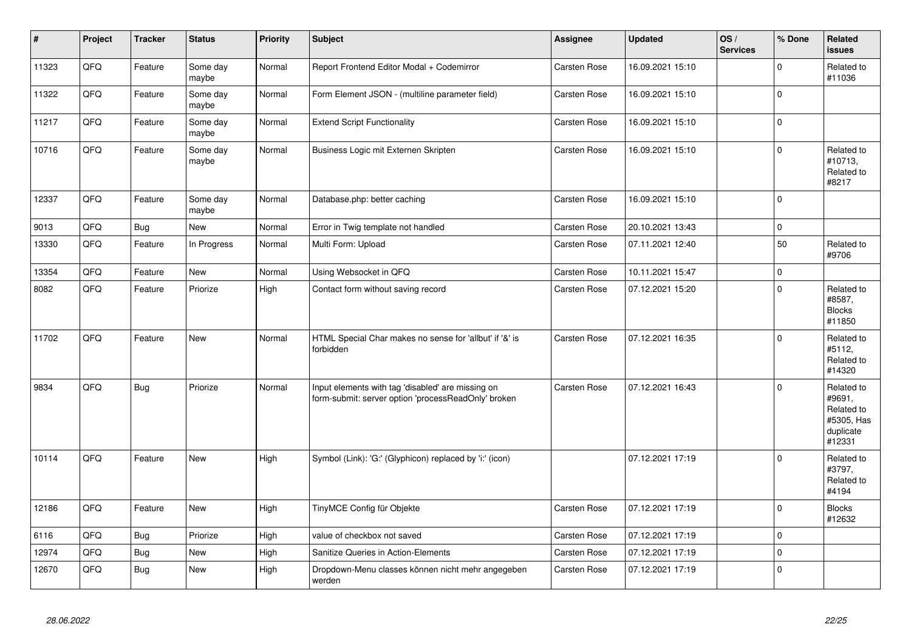| # | Project | Tracker | Status | Priority | Subject | Assignee | Updated | OS / Services | % Done | Related issues |
|---|---|---|---|---|---|---|---|---|---|---|
| 11323 | QFQ | Feature | Some day maybe | Normal | Report Frontend Editor Modal + Codemirror | Carsten Rose | 16.09.2021 15:10 | | 0 | Related to #11036 |
| 11322 | QFQ | Feature | Some day maybe | Normal | Form Element JSON - (multiline parameter field) | Carsten Rose | 16.09.2021 15:10 | | 0 | |
| 11217 | QFQ | Feature | Some day maybe | Normal | Extend Script Functionality | Carsten Rose | 16.09.2021 15:10 | | 0 | |
| 10716 | QFQ | Feature | Some day maybe | Normal | Business Logic mit Externen Skripten | Carsten Rose | 16.09.2021 15:10 | | 0 | Related to #10713, Related to #8217 |
| 12337 | QFQ | Feature | Some day maybe | Normal | Database.php: better caching | Carsten Rose | 16.09.2021 15:10 | | 0 | |
| 9013 | QFQ | Bug | New | Normal | Error in Twig template not handled | Carsten Rose | 20.10.2021 13:43 | | 0 | |
| 13330 | QFQ | Feature | In Progress | Normal | Multi Form: Upload | Carsten Rose | 07.11.2021 12:40 | | 50 | Related to #9706 |
| 13354 | QFQ | Feature | New | Normal | Using Websocket in QFQ | Carsten Rose | 10.11.2021 15:47 | | 0 | |
| 8082 | QFQ | Feature | Priorize | High | Contact form without saving record | Carsten Rose | 07.12.2021 15:20 | | 0 | Related to #8587, Blocks #11850 |
| 11702 | QFQ | Feature | New | Normal | HTML Special Char makes no sense for 'allbut' if '&' is forbidden | Carsten Rose | 07.12.2021 16:35 | | 0 | Related to #5112, Related to #14320 |
| 9834 | QFQ | Bug | Priorize | Normal | Input elements with tag 'disabled' are missing on form-submit: server option 'processReadOnly' broken | Carsten Rose | 07.12.2021 16:43 | | 0 | Related to #9691, Related to #5305, Has duplicate #12331 |
| 10114 | QFQ | Feature | New | High | Symbol (Link): 'G:' (Glyphicon) replaced by 'i:' (icon) | | 07.12.2021 17:19 | | 0 | Related to #3797, Related to #4194 |
| 12186 | QFQ | Feature | New | High | TinyMCE Config für Objekte | Carsten Rose | 07.12.2021 17:19 | | 0 | Blocks #12632 |
| 6116 | QFQ | Bug | Priorize | High | value of checkbox not saved | Carsten Rose | 07.12.2021 17:19 | | 0 | |
| 12974 | QFQ | Bug | New | High | Sanitize Queries in Action-Elements | Carsten Rose | 07.12.2021 17:19 | | 0 | |
| 12670 | QFQ | Bug | New | High | Dropdown-Menu classes können nicht mehr angegeben werden | Carsten Rose | 07.12.2021 17:19 | | 0 | |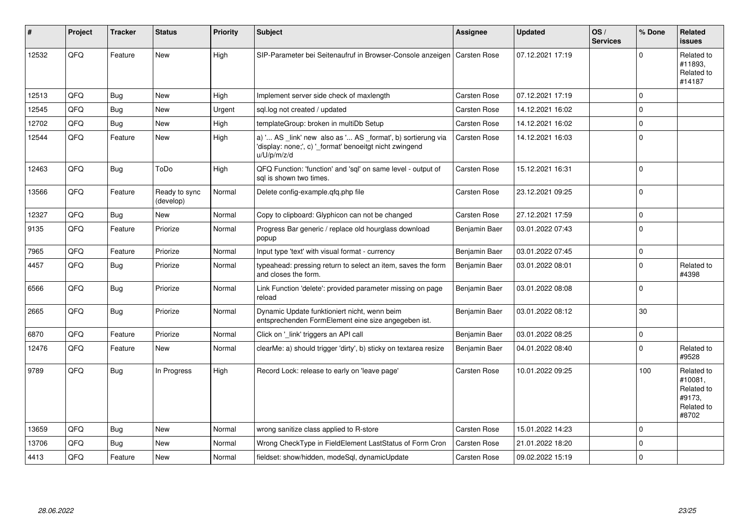| # | Project | Tracker | Status | Priority | Subject | Assignee | Updated | OS / Services | % Done | Related issues |
|---|---|---|---|---|---|---|---|---|---|---|
| 12532 | QFQ | Feature | New | High | SIP-Parameter bei Seitenaufruf in Browser-Console anzeigen | Carsten Rose | 07.12.2021 17:19 | | 0 | Related to #11893, Related to #14187 |
| 12513 | QFQ | Bug | New | High | Implement server side check of maxlength | Carsten Rose | 07.12.2021 17:19 | | 0 | |
| 12545 | QFQ | Bug | New | Urgent | sql.log not created / updated | Carsten Rose | 14.12.2021 16:02 | | 0 | |
| 12702 | QFQ | Bug | New | High | templateGroup: broken in multiDb Setup | Carsten Rose | 14.12.2021 16:02 | | 0 | |
| 12544 | QFQ | Feature | New | High | a) '... AS _link' new also as '... AS _format', b) sortierung via 'display: none;', c) '_format' benoeitgt nicht zwingend u/U/p/m/z/d | Carsten Rose | 14.12.2021 16:03 | | 0 | |
| 12463 | QFQ | Bug | ToDo | High | QFQ Function: 'function' and 'sql' on same level - output of sql is shown two times. | Carsten Rose | 15.12.2021 16:31 | | 0 | |
| 13566 | QFQ | Feature | Ready to sync (develop) | Normal | Delete config-example.qfq.php file | Carsten Rose | 23.12.2021 09:25 | | 0 | |
| 12327 | QFQ | Bug | New | Normal | Copy to clipboard: Glyphicon can not be changed | Carsten Rose | 27.12.2021 17:59 | | 0 | |
| 9135 | QFQ | Feature | Priorize | Normal | Progress Bar generic / replace old hourglass download popup | Benjamin Baer | 03.01.2022 07:43 | | 0 | |
| 7965 | QFQ | Feature | Priorize | Normal | Input type 'text' with visual format - currency | Benjamin Baer | 03.01.2022 07:45 | | 0 | |
| 4457 | QFQ | Bug | Priorize | Normal | typeahead: pressing return to select an item, saves the form and closes the form. | Benjamin Baer | 03.01.2022 08:01 | | 0 | Related to #4398 |
| 6566 | QFQ | Bug | Priorize | Normal | Link Function 'delete': provided parameter missing on page reload | Benjamin Baer | 03.01.2022 08:08 | | 0 | |
| 2665 | QFQ | Bug | Priorize | Normal | Dynamic Update funktioniert nicht, wenn beim entsprechenden FormElement eine size angegeben ist. | Benjamin Baer | 03.01.2022 08:12 | | 30 | |
| 6870 | QFQ | Feature | Priorize | Normal | Click on '_link' triggers an API call | Benjamin Baer | 03.01.2022 08:25 | | 0 | |
| 12476 | QFQ | Feature | New | Normal | clearMe: a) should trigger 'dirty', b) sticky on textarea resize | Benjamin Baer | 04.01.2022 08:40 | | 0 | Related to #9528 |
| 9789 | QFQ | Bug | In Progress | High | Record Lock: release to early on 'leave page' | Carsten Rose | 10.01.2022 09:25 | | 100 | Related to #10081, Related to #9173, Related to #8702 |
| 13659 | QFQ | Bug | New | Normal | wrong sanitize class applied to R-store | Carsten Rose | 15.01.2022 14:23 | | 0 | |
| 13706 | QFQ | Bug | New | Normal | Wrong CheckType in FieldElement LastStatus of Form Cron | Carsten Rose | 21.01.2022 18:20 | | 0 | |
| 4413 | QFQ | Feature | New | Normal | fieldset: show/hidden, modeSql, dynamicUpdate | Carsten Rose | 09.02.2022 15:19 | | 0 | |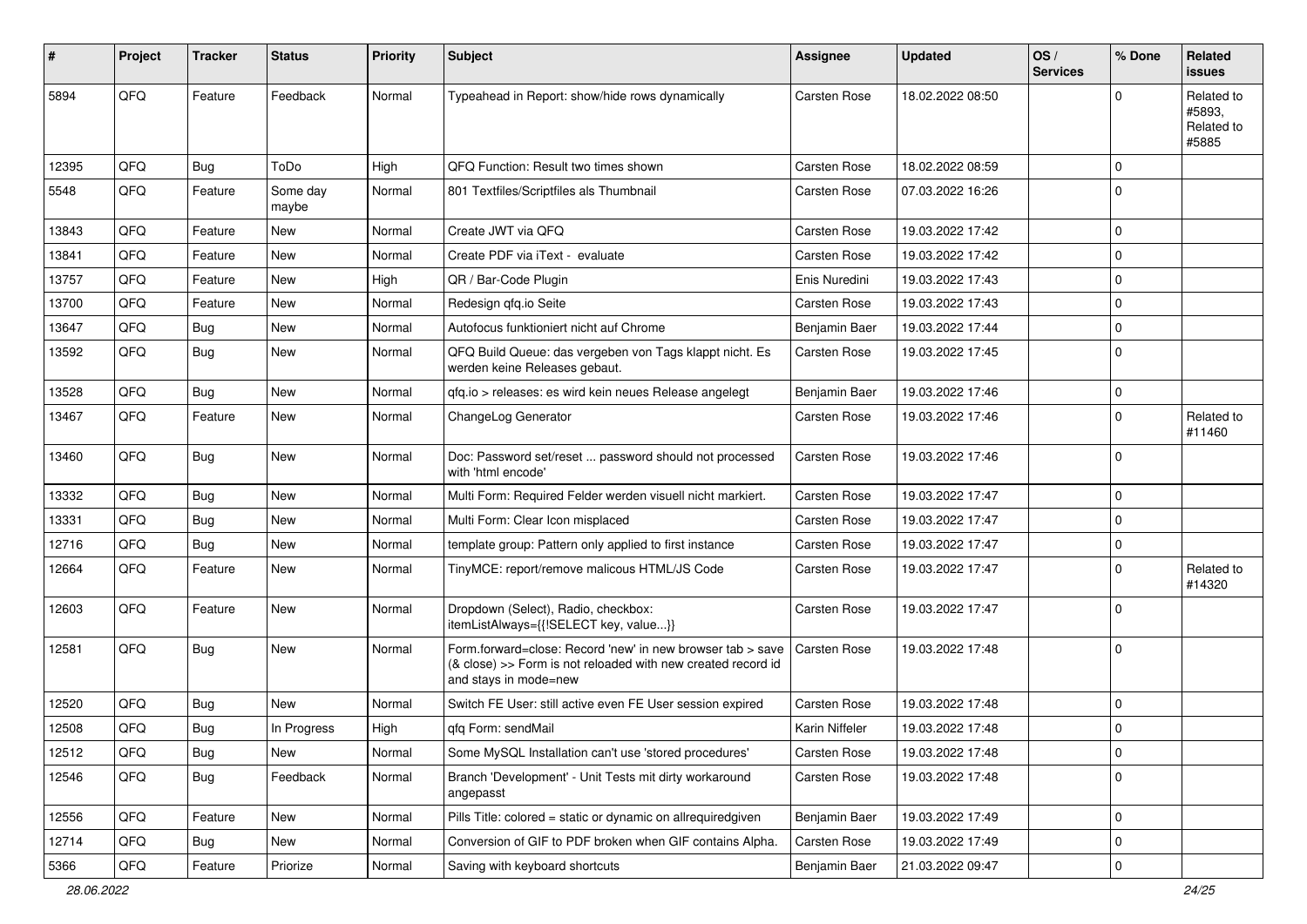| # | Project | Tracker | Status | Priority | Subject | Assignee | Updated | OS / Services | % Done | Related issues |
|---|---|---|---|---|---|---|---|---|---|---|
| 5894 | QFQ | Feature | Feedback | Normal | Typeahead in Report: show/hide rows dynamically | Carsten Rose | 18.02.2022 08:50 | | 0 | Related to #5893, Related to #5885 |
| 12395 | QFQ | Bug | ToDo | High | QFQ Function: Result two times shown | Carsten Rose | 18.02.2022 08:59 | | 0 | |
| 5548 | QFQ | Feature | Some day maybe | Normal | 801 Textfiles/Scriptfiles als Thumbnail | Carsten Rose | 07.03.2022 16:26 | | 0 | |
| 13843 | QFQ | Feature | New | Normal | Create JWT via QFQ | Carsten Rose | 19.03.2022 17:42 | | 0 | |
| 13841 | QFQ | Feature | New | Normal | Create PDF via iText - evaluate | Carsten Rose | 19.03.2022 17:42 | | 0 | |
| 13757 | QFQ | Feature | New | High | QR / Bar-Code Plugin | Enis Nuredini | 19.03.2022 17:43 | | 0 | |
| 13700 | QFQ | Feature | New | Normal | Redesign qfq.io Seite | Carsten Rose | 19.03.2022 17:43 | | 0 | |
| 13647 | QFQ | Bug | New | Normal | Autofocus funktioniert nicht auf Chrome | Benjamin Baer | 19.03.2022 17:44 | | 0 | |
| 13592 | QFQ | Bug | New | Normal | QFQ Build Queue: das vergeben von Tags klappt nicht. Es werden keine Releases gebaut. | Carsten Rose | 19.03.2022 17:45 | | 0 | |
| 13528 | QFQ | Bug | New | Normal | qfq.io > releases: es wird kein neues Release angelegt | Benjamin Baer | 19.03.2022 17:46 | | 0 | |
| 13467 | QFQ | Feature | New | Normal | ChangeLog Generator | Carsten Rose | 19.03.2022 17:46 | | 0 | Related to #11460 |
| 13460 | QFQ | Bug | New | Normal | Doc: Password set/reset ... password should not processed with 'html encode' | Carsten Rose | 19.03.2022 17:46 | | 0 | |
| 13332 | QFQ | Bug | New | Normal | Multi Form: Required Felder werden visuell nicht markiert. | Carsten Rose | 19.03.2022 17:47 | | 0 | |
| 13331 | QFQ | Bug | New | Normal | Multi Form: Clear Icon misplaced | Carsten Rose | 19.03.2022 17:47 | | 0 | |
| 12716 | QFQ | Bug | New | Normal | template group: Pattern only applied to first instance | Carsten Rose | 19.03.2022 17:47 | | 0 | |
| 12664 | QFQ | Feature | New | Normal | TinyMCE: report/remove malicous HTML/JS Code | Carsten Rose | 19.03.2022 17:47 | | 0 | Related to #14320 |
| 12603 | QFQ | Feature | New | Normal | Dropdown (Select), Radio, checkbox: itemListAlways={{!SELECT key, value...}} | Carsten Rose | 19.03.2022 17:47 | | 0 | |
| 12581 | QFQ | Bug | New | Normal | Form.forward=close: Record 'new' in new browser tab > save (& close) >> Form is not reloaded with new created record id and stays in mode=new | Carsten Rose | 19.03.2022 17:48 | | 0 | |
| 12520 | QFQ | Bug | New | Normal | Switch FE User: still active even FE User session expired | Carsten Rose | 19.03.2022 17:48 | | 0 | |
| 12508 | QFQ | Bug | In Progress | High | qfq Form: sendMail | Karin Niffeler | 19.03.2022 17:48 | | 0 | |
| 12512 | QFQ | Bug | New | Normal | Some MySQL Installation can't use 'stored procedures' | Carsten Rose | 19.03.2022 17:48 | | 0 | |
| 12546 | QFQ | Bug | Feedback | Normal | Branch 'Development' - Unit Tests mit dirty workaround angepasst | Carsten Rose | 19.03.2022 17:48 | | 0 | |
| 12556 | QFQ | Feature | New | Normal | Pills Title: colored = static or dynamic on allrequiredgiven | Benjamin Baer | 19.03.2022 17:49 | | 0 | |
| 12714 | QFQ | Bug | New | Normal | Conversion of GIF to PDF broken when GIF contains Alpha. | Carsten Rose | 19.03.2022 17:49 | | 0 | |
| 5366 | QFQ | Feature | Priorize | Normal | Saving with keyboard shortcuts | Benjamin Baer | 21.03.2022 09:47 | | 0 | |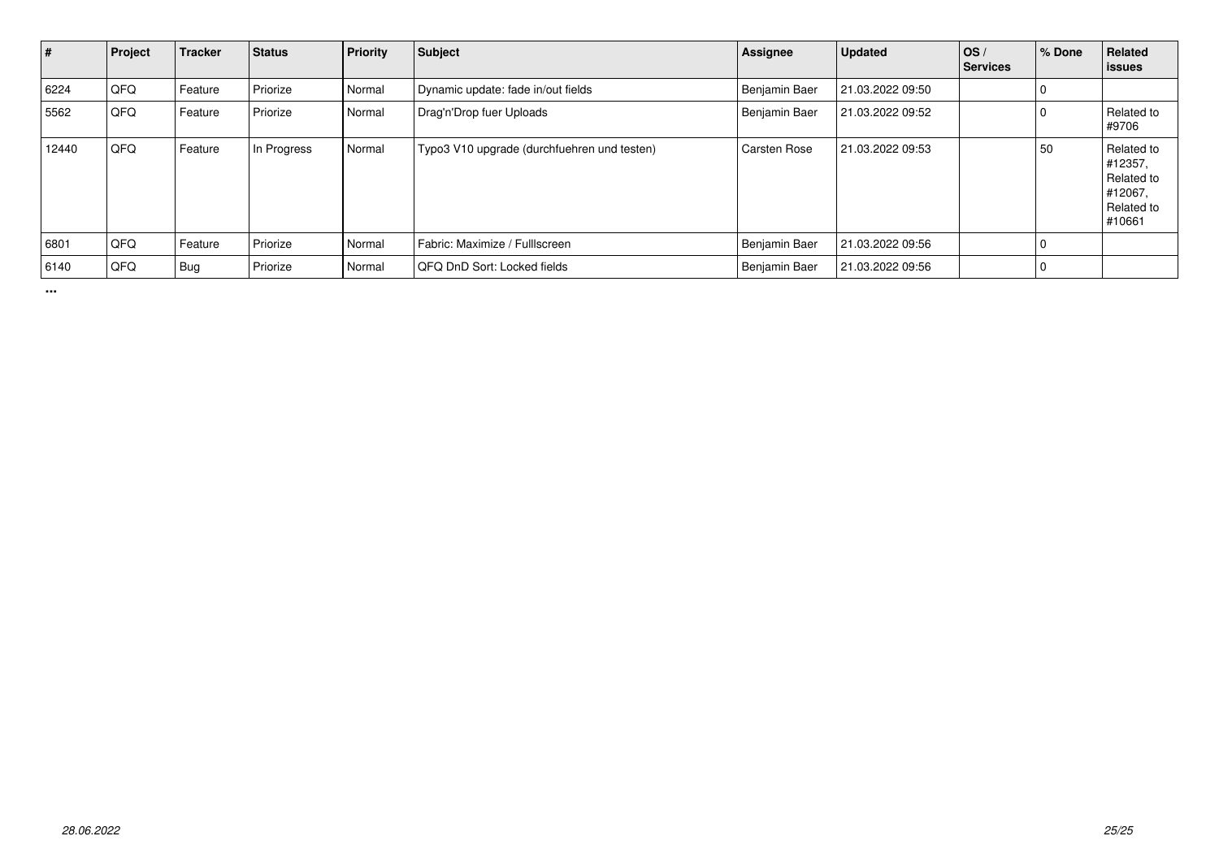| # | Project | Tracker | Status | Priority | Subject | Assignee | Updated | OS / Services | % Done | Related issues |
|---|---|---|---|---|---|---|---|---|---|---|
| 6224 | QFQ | Feature | Priorize | Normal | Dynamic update: fade in/out fields | Benjamin Baer | 21.03.2022 09:50 | | 0 | |
| 5562 | QFQ | Feature | Priorize | Normal | Drag'n'Drop fuer Uploads | Benjamin Baer | 21.03.2022 09:52 | | 0 | Related to #9706 |
| 12440 | QFQ | Feature | In Progress | Normal | Typo3 V10 upgrade (durchfuehren und testen) | Carsten Rose | 21.03.2022 09:53 | | 50 | Related to #12357, Related to #12067, Related to #10661 |
| 6801 | QFQ | Feature | Priorize | Normal | Fabric: Maximize / Fulllscreen | Benjamin Baer | 21.03.2022 09:56 | | 0 | |
| 6140 | QFQ | Bug | Priorize | Normal | QFQ DnD Sort: Locked fields | Benjamin Baer | 21.03.2022 09:56 | | 0 | |

...